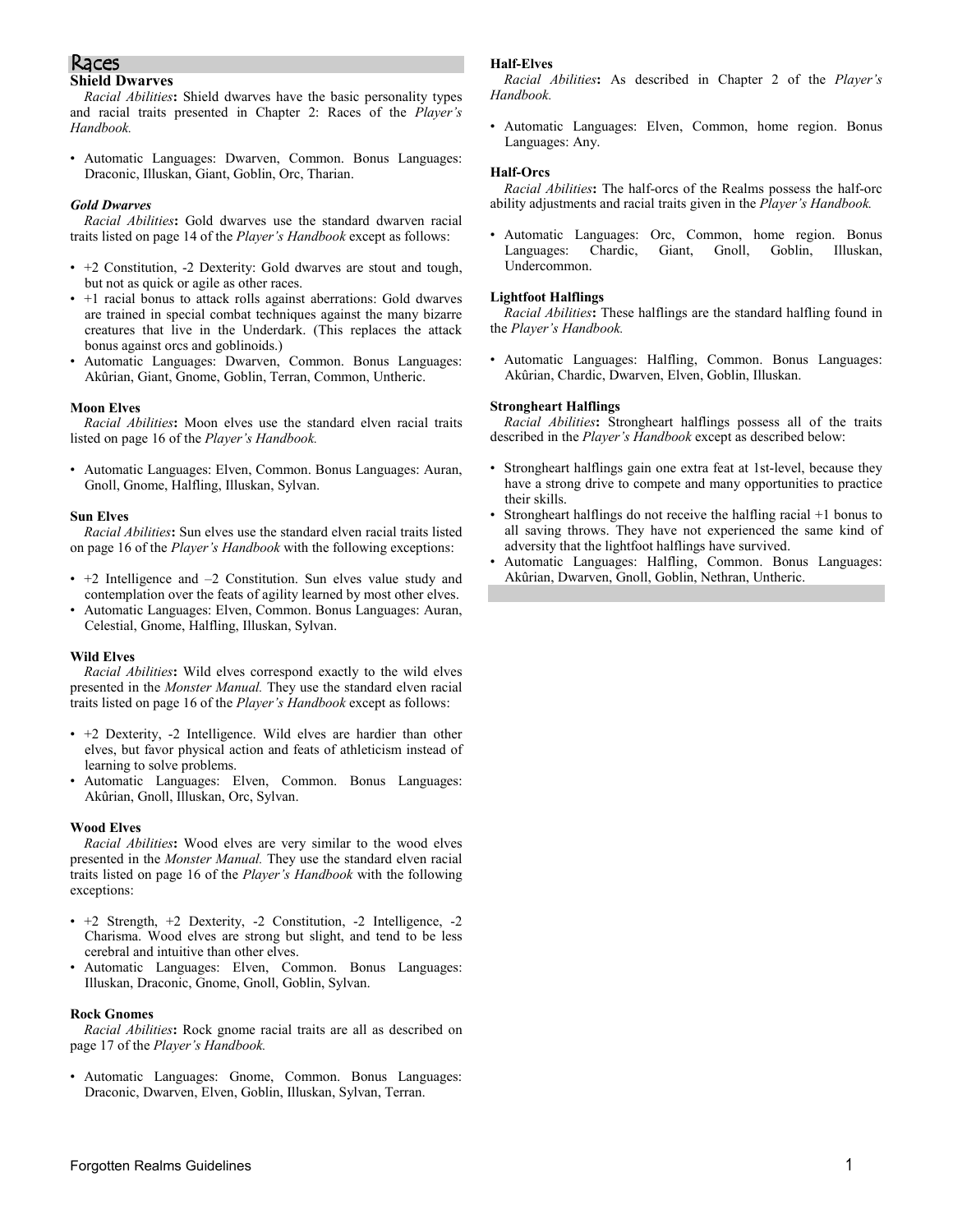# Races

## Shield Dwarves

*Racial Abilities***:** Shield dwarves have the basic personality types and racial traits presented in Chapter 2: Races of the *Player's Handbook.*

- Automatic Languages: Dwarven, Common. Bonus Languages: Draconic, Illuskan, Giant, Goblin, Orc, Tharian.

### *Gold Dwarves*

*Racial Abilities***:** Gold dwarves use the standard dwarven racial traits listed on page 14 of the *Player's Handbook* except as follows:

- +2 Constitution, -2 Dexterity: Gold dwarves are stout and tough, but not as quick or agile as other races.
- +1 racial bonus to attack rolls against aberrations: Gold dwarves are trained in special combat techniques against the many bizarre creatures that live in the Underdark. (This replaces the attack bonus against orcs and goblinoids.)
- Automatic Languages: Dwarven, Common. Bonus Languages: Akûrian, Giant, Gnome, Goblin, Terran, Common, Untheric.

### Moon Elves

*Racial Abilities***:** Moon elves use the standard elven racial traits listed on page 16 of the *Player's Handbook.*

- Automatic Languages: Elven, Common. Bonus Languages: Auran, Gnoll, Gnome, Halfling, Illuskan, Sylvan.

### Sun Elves

*Racial Abilities***:** Sun elves use the standard elven racial traits listed on page 16 of the *Player's Handbook* with the following exceptions:

- +2 Intelligence and –2 Constitution. Sun elves value study and contemplation over the feats of agility learned by most other elves.
- Automatic Languages: Elven, Common. Bonus Languages: Auran, Celestial, Gnome, Halfling, Illuskan, Sylvan.

### Wild Elves

*Racial Abilities***:** Wild elves correspond exactly to the wild elves presented in the *Monster Manual.* They use the standard elven racial traits listed on page 16 of the *Player's Handbook* except as follows:

- +2 Dexterity, -2 Intelligence. Wild elves are hardier than other elves, but favor physical action and feats of athleticism instead of learning to solve problems.
- Automatic Languages: Elven, Common. Bonus Languages: Akûrian, Gnoll, Illuskan, Orc, Sylvan.

### Wood Elves

*Racial Abilities***:** Wood elves are very similar to the wood elves presented in the *Monster Manual.* They use the standard elven racial traits listed on page 16 of the *Player's Handbook* with the following exceptions:

- +2 Strength, +2 Dexterity, -2 Constitution, -2 Intelligence, -2 Charisma. Wood elves are strong but slight, and tend to be less cerebral and intuitive than other elves.
- Automatic Languages: Elven, Common. Bonus Languages: Illuskan, Draconic, Gnome, Gnoll, Goblin, Sylvan.

### Rock Gnomes

*Racial Abilities***:** Rock gnome racial traits are all as described on page 17 of the *Player's Handbook.*

- Automatic Languages: Gnome, Common. Bonus Languages: Draconic, Dwarven, Elven, Goblin, Illuskan, Sylvan, Terran.

### Half-Elves

*Racial Abilities***:** As described in Chapter 2 of the *Player's Handbook.*

- Automatic Languages: Elven, Common, home region. Bonus Languages: Any.

### Half-Orcs

*Racial Abilities***:** The half-orcs of the Realms possess the half-orc ability adjustments and racial traits given in the *Player's Handbook.*

- Automatic Languages: Orc, Common, home region. Bonus Languages: Chardic, Giant, Gnoll, Goblin, Illuskan, Undercommon.

### Lightfoot Halflings

*Racial Abilities***:** These halflings are the standard halfling found in the *Player's Handbook.*

- Automatic Languages: Halfling, Common. Bonus Languages: Akûrian, Chardic, Dwarven, Elven, Goblin, Illuskan.

### Strongheart Halflings

*Racial Abilities***:** Strongheart halflings possess all of the traits described in the *Player's Handbook* except as described below:

- Strongheart halflings gain one extra feat at 1st-level, because they have a strong drive to compete and many opportunities to practice their skills.
- Strongheart halflings do not receive the halfling racial +1 bonus to all saving throws. They have not experienced the same kind of adversity that the lightfoot halflings have survived.
- Automatic Languages: Halfling, Common. Bonus Languages: Akûrian, Dwarven, Gnoll, Goblin, Nethran, Untheric.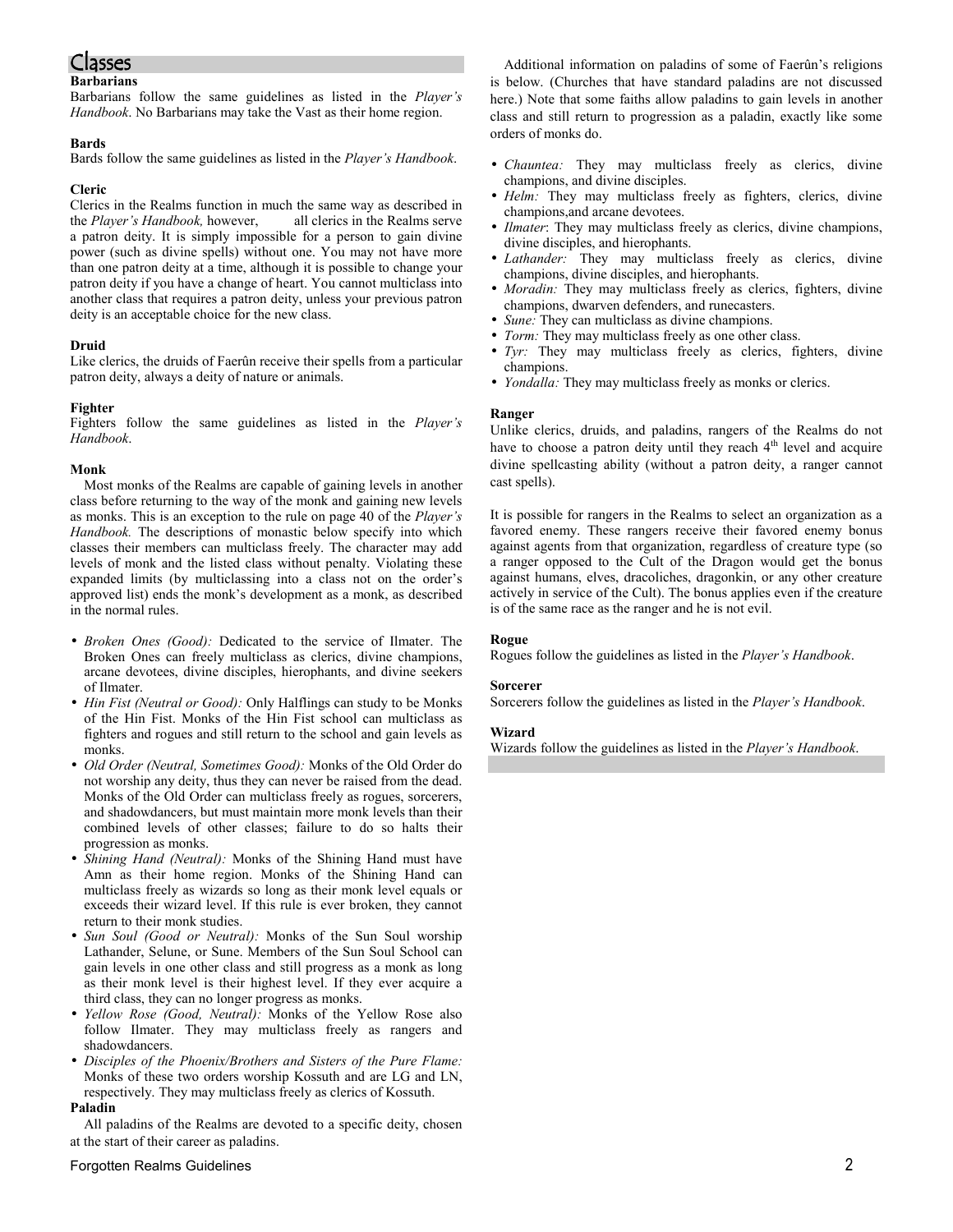# Classes

### Barbarians

Barbarians follow the same guidelines as listed in the *Player's Handbook*. No Barbarians may take the Vast as their home region.

### Bards

Bards follow the same guidelines as listed in the *Player's Handbook*.

### Cleric

Clerics in the Realms function in much the same way as described in the *Player's Handbook,* however, all clerics in the Realms serve a patron deity. It is simply impossible for a person to gain divine power (such as divine spells) without one. You may not have more than one patron deity at a time, although it is possible to change your patron deity if you have a change of heart. You cannot multiclass into another class that requires a patron deity, unless your previous patron deity is an acceptable choice for the new class.

### Druid

Like clerics, the druids of Faerûn receive their spells from a particular patron deity, always a deity of nature or animals.

### Fighter

Fighters follow the same guidelines as listed in the *Player's Handbook*.

### Monk

Most monks of the Realms are capable of gaining levels in another class before returning to the way of the monk and gaining new levels as monks. This is an exception to the rule on page 40 of the *Player's Handbook.* The descriptions of monastic below specify into which classes their members can multiclass freely. The character may add levels of monk and the listed class without penalty. Violating these expanded limits (by multiclassing into a class not on the order's approved list) ends the monk's development as a monk, as described in the normal rules.

- *Broken Ones (Good):* Dedicated to the service of Ilmater. The Broken Ones can freely multiclass as clerics, divine champions, arcane devotees, divine disciples, hierophants, and divine seekers of Ilmater.
- *Hin Fist (Neutral or Good):* Only Halflings can study to be Monks of the Hin Fist. Monks of the Hin Fist school can multiclass as fighters and rogues and still return to the school and gain levels as monks.
- *Old Order (Neutral, Sometimes Good):* Monks of the Old Order do not worship any deity, thus they can never be raised from the dead. Monks of the Old Order can multiclass freely as rogues, sorcerers, and shadowdancers, but must maintain more monk levels than their combined levels of other classes; failure to do so halts their progression as monks.
- *Shining Hand (Neutral):* Monks of the Shining Hand must have Amn as their home region. Monks of the Shining Hand can multiclass freely as wizards so long as their monk level equals or exceeds their wizard level. If this rule is ever broken, they cannot return to their monk studies.
- *Sun Soul (Good or Neutral):* Monks of the Sun Soul worship Lathander, Selune, or Sune. Members of the Sun Soul School can gain levels in one other class and still progress as a monk as long as their monk level is their highest level. If they ever acquire a third class, they can no longer progress as monks.
- *Yellow Rose (Good, Neutral):* Monks of the Yellow Rose also follow Ilmater. They may multiclass freely as rangers and shadowdancers.
- *Disciples of the Phoenix/Brothers and Sisters of the Pure Flame:* Monks of these two orders worship Kossuth and are LG and LN, respectively. They may multiclass freely as clerics of Kossuth.

### Paladin

All paladins of the Realms are devoted to a specific deity, chosen at the start of their career as paladins.

Additional information on paladins of some of Faerûn's religions is below. (Churches that have standard paladins are not discussed here.) Note that some faiths allow paladins to gain levels in another class and still return to progression as a paladin, exactly like some orders of monks do.

- *Chauntea:* They may multiclass freely as clerics, divine champions, and divine disciples.
- *Helm:* They may multiclass freely as fighters, clerics, divine champions,and arcane devotees.
- *Ilmater*: They may multiclass freely as clerics, divine champions, divine disciples, and hierophants.
- *Lathander:* They may multiclass freely as clerics, divine champions, divine disciples, and hierophants.
- *Moradin:* They may multiclass freely as clerics, fighters, divine champions, dwarven defenders, and runecasters.
- *Sune:* They can multiclass as divine champions.
- *Torm:* They may multiclass freely as one other class.
- *Tyr:* They may multiclass freely as clerics, fighters, divine champions.
- *Yondalla:* They may multiclass freely as monks or clerics.

### Ranger

Unlike clerics, druids, and paladins, rangers of the Realms do not have to choose a patron deity until they reach 4th level and acquire divine spellcasting ability (without a patron deity, a ranger cannot cast spells).

It is possible for rangers in the Realms to select an organization as a favored enemy. These rangers receive their favored enemy bonus against agents from that organization, regardless of creature type (so a ranger opposed to the Cult of the Dragon would get the bonus against humans, elves, dracoliches, dragonkin, or any other creature actively in service of the Cult). The bonus applies even if the creature is of the same race as the ranger and he is not evil.

### Rogue

Rogues follow the guidelines as listed in the *Player's Handbook*.

### Sorcerer

Sorcerers follow the guidelines as listed in the *Player's Handbook*.

### Wizard

Wizards follow the guidelines as listed in the *Player's Handbook*.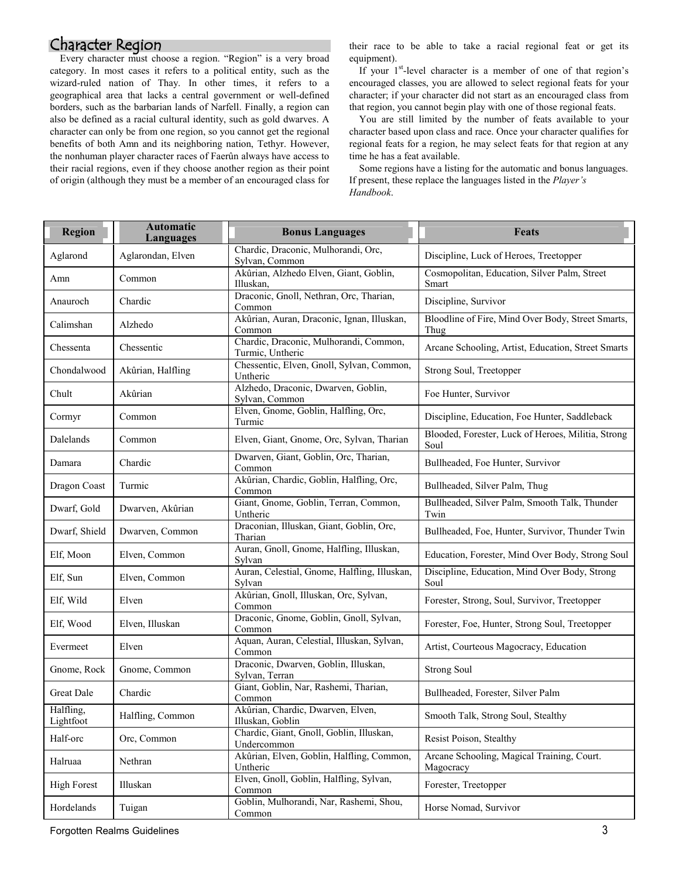## Character Region

Every character must choose a region. "Region" is a very broad category. In most cases it refers to a political entity, such as the wizard-ruled nation of Thay. In other times, it refers to a geographical area that lacks a central government or well-defined borders, such as the barbarian lands of Narfell. Finally, a region can also be defined as a racial cultural identity, such as gold dwarves. A character can only be from one region, so you cannot get the regional benefits of both Amn and its neighboring nation, Tethyr. However, the nonhuman player character races of Faerûn always have access to their racial regions, even if they choose another region as their point of origin (although they must be a member of an encouraged class for their race to be able to take a racial regional feat or get its equipment).

If your 1st-level character is a member of one of that region's encouraged classes, you are allowed to select regional feats for your character; if your character did not start as an encouraged class from that region, you cannot begin play with one of those regional feats.

You are still limited by the number of feats available to your character based upon class and race. Once your character qualifies for regional feats for a region, he may select feats for that region at any time he has a feat available.

Some regions have a listing for the automatic and bonus languages. If present, these replace the languages listed in the *Player's Handbook*.

| Region | Automatic Languages | Bonus Languages | Feats |
|---|---|---|---|
| Aglarond | Aglarondan, Elven | Chardic, Draconic, Mulhorandi, Orc, Sylvan, Common | Discipline, Luck of Heroes, Treetopper |
| Amn | Common | Akûrian, Alzhedo Elven, Giant, Goblin, Illuskan, | Cosmopolitan, Education, Silver Palm, Street Smart |
| Anauroch | Chardic | Draconic, Gnoll, Nethran, Orc, Tharian, Common | Discipline, Survivor |
| Calimshan | Alzhedo | Akûrian, Auran, Draconic, Ignan, Illuskan, Common | Bloodline of Fire, Mind Over Body, Street Smarts, Thug |
| Chessenta | Chessentic | Chardic, Draconic, Mulhorandi, Common, Turmic, Untheric | Arcane Schooling, Artist, Education, Street Smarts |
| Chondalwood | Akûrian, Halfling | Chessentic, Elven, Gnoll, Sylvan, Common, Untheric | Strong Soul, Treetopper |
| Chult | Akûrian | Alzhedo, Draconic, Dwarven, Goblin, Sylvan, Common | Foe Hunter, Survivor |
| Cormyr | Common | Elven, Gnome, Goblin, Halfling, Orc, Turmic | Discipline, Education, Foe Hunter, Saddleback |
| Dalelands | Common | Elven, Giant, Gnome, Orc, Sylvan, Tharian | Blooded, Forester, Luck of Heroes, Militia, Strong Soul |
| Damara | Chardic | Dwarven, Giant, Goblin, Orc, Tharian, Common | Bullheaded, Foe Hunter, Survivor |
| Dragon Coast | Turmic | Akûrian, Chardic, Goblin, Halfling, Orc, Common | Bullheaded, Silver Palm, Thug |
| Dwarf, Gold | Dwarven, Akûrian | Giant, Gnome, Goblin, Terran, Common, Untheric | Bullheaded, Silver Palm, Smooth Talk, Thunder Twin |
| Dwarf, Shield | Dwarven, Common | Draconian, Illuskan, Giant, Goblin, Orc, Tharian | Bullheaded, Foe, Hunter, Survivor, Thunder Twin |
| Elf, Moon | Elven, Common | Auran, Gnoll, Gnome, Halfling, Illuskan, Sylvan | Education, Forester, Mind Over Body, Strong Soul |
| Elf, Sun | Elven, Common | Auran, Celestial, Gnome, Halfling, Illuskan, Sylvan | Discipline, Education, Mind Over Body, Strong Soul |
| Elf, Wild | Elven | Akûrian, Gnoll, Illuskan, Orc, Sylvan, Common | Forester, Strong, Soul, Survivor, Treetopper |
| Elf, Wood | Elven, Illuskan | Draconic, Gnome, Goblin, Gnoll, Sylvan, Common | Forester, Foe, Hunter, Strong Soul, Treetopper |
| Evermeet | Elven | Aquan, Auran, Celestial, Illuskan, Sylvan, Common | Artist, Courteous Magocracy, Education |
| Gnome, Rock | Gnome, Common | Draconic, Dwarven, Goblin, Illuskan, Sylvan, Terran | Strong Soul |
| Great Dale | Chardic | Giant, Goblin, Nar, Rashemi, Tharian, Common | Bullheaded, Forester, Silver Palm |
| Halfling, Lightfoot | Halfling, Common | Akûrian, Chardic, Dwarven, Elven, Illuskan, Goblin | Smooth Talk, Strong Soul, Stealthy |
| Half-orc | Orc, Common | Chardic, Giant, Gnoll, Goblin, Illuskan, Undercommon | Resist Poison, Stealthy |
| Halruaa | Nethran | Akûrian, Elven, Goblin, Halfling, Common, Untheric | Arcane Schooling, Magical Training, Court. Magocracy |
| High Forest | Illuskan | Elven, Gnoll, Goblin, Halfling, Sylvan, Common | Forester, Treetopper |
| Hordelands | Tuigan | Goblin, Mulhorandi, Nar, Rashemi, Shou, Common | Horse Nomad, Survivor |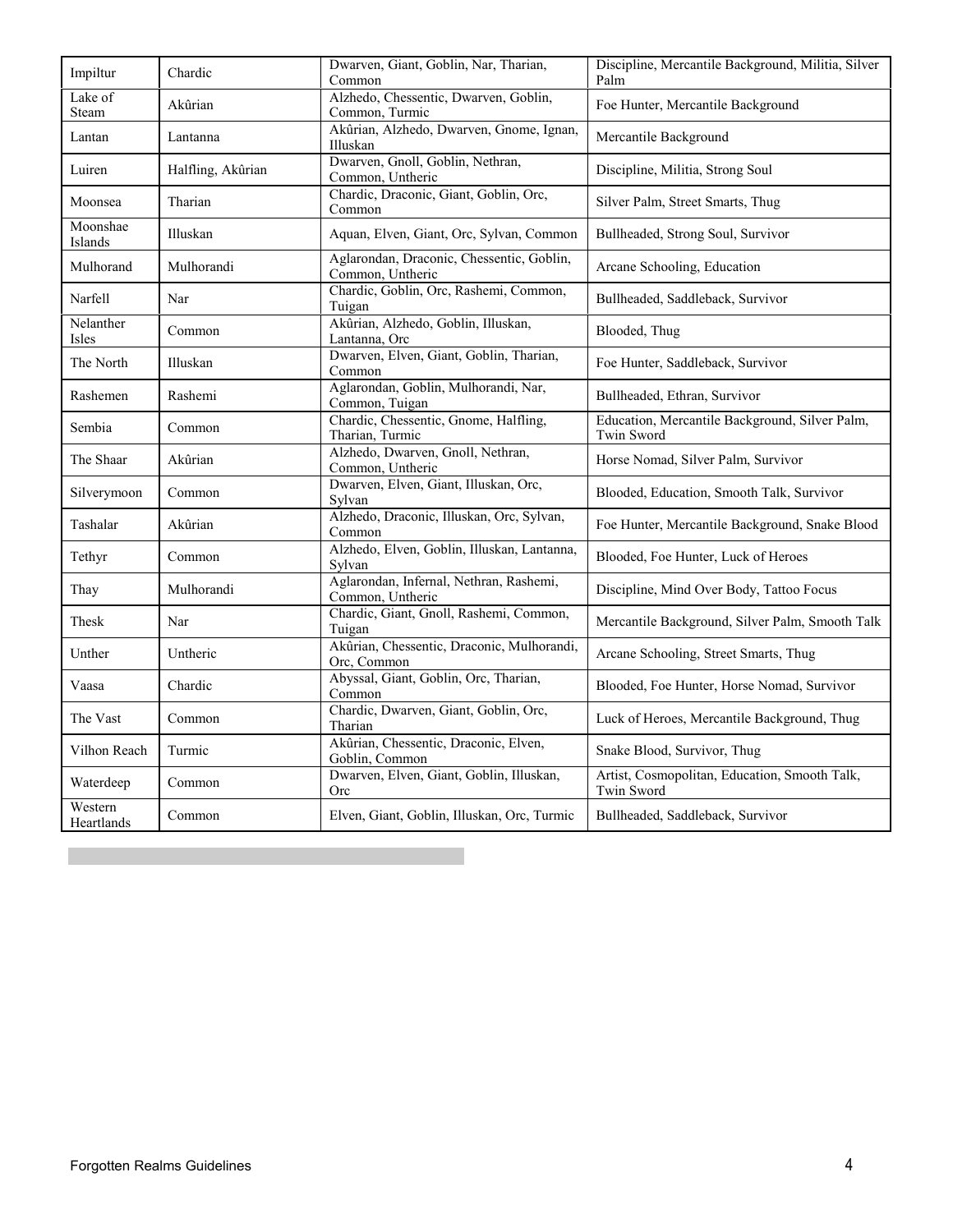| | | | |
|---|---|---|---|
| Impiltur | Chardic | Dwarven, Giant, Goblin, Nar, Tharian, Common | Discipline, Mercantile Background, Militia, Silver Palm |
| Lake of Steam | Akûrian | Alzhedo, Chessentic, Dwarven, Goblin, Common, Turmic | Foe Hunter, Mercantile Background |
| Lantan | Lantanna | Akûrian, Alzhedo, Dwarven, Gnome, Ignan, Illuskan | Mercantile Background |
| Luiren | Halfling, Akûrian | Dwarven, Gnoll, Goblin, Nethran, Common, Untheric | Discipline, Militia, Strong Soul |
| Moonsea | Tharian | Chardic, Draconic, Giant, Goblin, Orc, Common | Silver Palm, Street Smarts, Thug |
| Moonshae Islands | Illuskan | Aquan, Elven, Giant, Orc, Sylvan, Common | Bullheaded, Strong Soul, Survivor |
| Mulhorand | Mulhorandi | Aglarondan, Draconic, Chessentic, Goblin, Common, Untheric | Arcane Schooling, Education |
| Narfell | Nar | Chardic, Goblin, Orc, Rashemi, Common, Tuigan | Bullheaded, Saddleback, Survivor |
| Nelanther Isles | Common | Akûrian, Alzhedo, Goblin, Illuskan, Lantanna, Orc | Blooded, Thug |
| The North | Illuskan | Dwarven, Elven, Giant, Goblin, Tharian, Common | Foe Hunter, Saddleback, Survivor |
| Rashemen | Rashemi | Aglarondan, Goblin, Mulhorandi, Nar, Common, Tuigan | Bullheaded, Ethran, Survivor |
| Sembia | Common | Chardic, Chessentic, Gnome, Halfling, Tharian, Turmic | Education, Mercantile Background, Silver Palm, Twin Sword |
| The Shaar | Akûrian | Alzhedo, Dwarven, Gnoll, Nethran, Common, Untheric | Horse Nomad, Silver Palm, Survivor |
| Silverymoon | Common | Dwarven, Elven, Giant, Illuskan, Orc, Sylvan | Blooded, Education, Smooth Talk, Survivor |
| Tashalar | Akûrian | Alzhedo, Draconic, Illuskan, Orc, Sylvan, Common | Foe Hunter, Mercantile Background, Snake Blood |
| Tethyr | Common | Alzhedo, Elven, Goblin, Illuskan, Lantanna, Sylvan | Blooded, Foe Hunter, Luck of Heroes |
| Thay | Mulhorandi | Aglarondan, Infernal, Nethran, Rashemi, Common, Untheric | Discipline, Mind Over Body, Tattoo Focus |
| Thesk | Nar | Chardic, Giant, Gnoll, Rashemi, Common, Tuigan | Mercantile Background, Silver Palm, Smooth Talk |
| Unther | Untheric | Akûrian, Chessentic, Draconic, Mulhorandi, Orc, Common | Arcane Schooling, Street Smarts, Thug |
| Vaasa | Chardic | Abyssal, Giant, Goblin, Orc, Tharian, Common | Blooded, Foe Hunter, Horse Nomad, Survivor |
| The Vast | Common | Chardic, Dwarven, Giant, Goblin, Orc, Tharian | Luck of Heroes, Mercantile Background, Thug |
| Vilhon Reach | Turmic | Akûrian, Chessentic, Draconic, Elven, Goblin, Common | Snake Blood, Survivor, Thug |
| Waterdeep | Common | Dwarven, Elven, Giant, Goblin, Illuskan, Orc | Artist, Cosmopolitan, Education, Smooth Talk, Twin Sword |
| Western Heartlands | Common | Elven, Giant, Goblin, Illuskan, Orc, Turmic | Bullheaded, Saddleback, Survivor |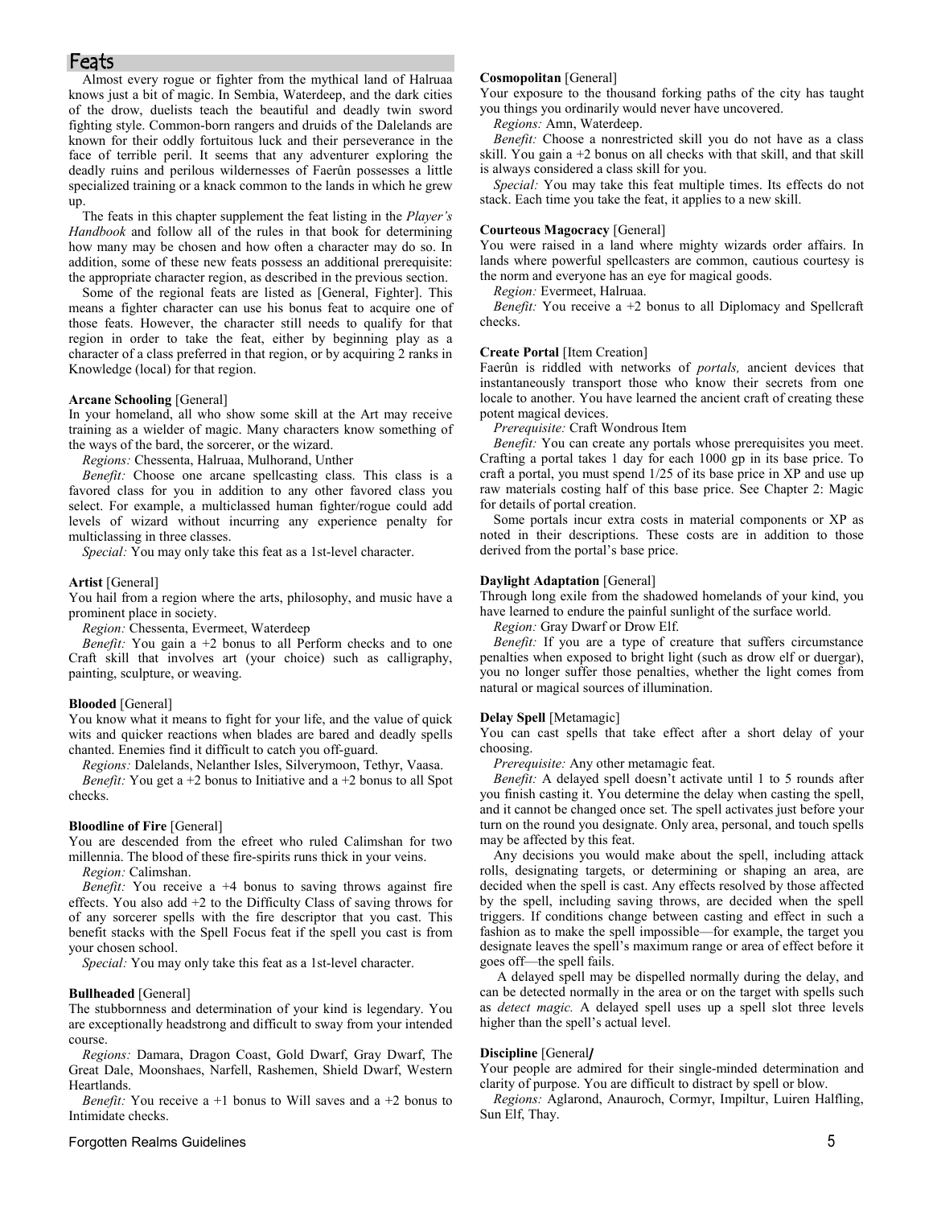## Feats

Almost every rogue or fighter from the mythical land of Halruaa knows just a bit of magic. In Sembia, Waterdeep, and the dark cities of the drow, duelists teach the beautiful and deadly twin sword fighting style. Common-born rangers and druids of the Dalelands are known for their oddly fortuitous luck and their perseverance in the face of terrible peril. It seems that any adventurer exploring the deadly ruins and perilous wildernesses of Faerûn possesses a little specialized training or a knack common to the lands in which he grew up.

The feats in this chapter supplement the feat listing in the *Player's Handbook* and follow all of the rules in that book for determining how many may be chosen and how often a character may do so. In addition, some of these new feats possess an additional prerequisite: the appropriate character region, as described in the previous section.

Some of the regional feats are listed as [General, Fighter]. This means a fighter character can use his bonus feat to acquire one of those feats. However, the character still needs to qualify for that region in order to take the feat, either by beginning play as a character of a class preferred in that region, or by acquiring 2 ranks in Knowledge (local) for that region.

**Arcane Schooling** [General]

In your homeland, all who show some skill at the Art may receive training as a wielder of magic. Many characters know something of the ways of the bard, the sorcerer, or the wizard.

*Regions:* Chessenta, Halruaa, Mulhorand, Unther

*Benefit:* Choose one arcane spellcasting class. This class is a favored class for you in addition to any other favored class you select. For example, a multiclassed human fighter/rogue could add levels of wizard without incurring any experience penalty for multiclassing in three classes.

*Special:* You may only take this feat as a 1st-level character.

**Artist** [General]

You hail from a region where the arts, philosophy, and music have a prominent place in society.

*Region:* Chessenta, Evermeet, Waterdeep

*Benefit:* You gain a +2 bonus to all Perform checks and to one Craft skill that involves art (your choice) such as calligraphy, painting, sculpture, or weaving.

**Blooded** [General]

You know what it means to fight for your life, and the value of quick wits and quicker reactions when blades are bared and deadly spells chanted. Enemies find it difficult to catch you off-guard.

*Regions:* Dalelands, Nelanther Isles, Silverymoon, Tethyr, Vaasa.

*Benefit:* You get a +2 bonus to Initiative and a +2 bonus to all Spot checks.

**Bloodline of Fire** [General]

You are descended from the efreet who ruled Calimshan for two millennia. The blood of these fire-spirits runs thick in your veins.

*Region:* Calimshan.

*Benefit:* You receive a +4 bonus to saving throws against fire effects. You also add +2 to the Difficulty Class of saving throws for of any sorcerer spells with the fire descriptor that you cast. This benefit stacks with the Spell Focus feat if the spell you cast is from your chosen school.

*Special:* You may only take this feat as a 1st-level character.

**Bullheaded** [General]

The stubbornness and determination of your kind is legendary. You are exceptionally headstrong and difficult to sway from your intended course.

*Regions:* Damara, Dragon Coast, Gold Dwarf, Gray Dwarf, The Great Dale, Moonshaes, Narfell, Rashemen, Shield Dwarf, Western Heartlands.

*Benefit:* You receive a +1 bonus to Will saves and a +2 bonus to Intimidate checks.

**Cosmopolitan** [General]

Your exposure to the thousand forking paths of the city has taught you things you ordinarily would never have uncovered.

*Regions:* Amn, Waterdeep.

*Benefit:* Choose a nonrestricted skill you do not have as a class skill. You gain a +2 bonus on all checks with that skill, and that skill is always considered a class skill for you.

*Special:* You may take this feat multiple times. Its effects do not stack. Each time you take the feat, it applies to a new skill.

**Courteous Magocracy** [General]

You were raised in a land where mighty wizards order affairs. In lands where powerful spellcasters are common, cautious courtesy is the norm and everyone has an eye for magical goods.

*Region:* Evermeet, Halruaa.

*Benefit:* You receive a +2 bonus to all Diplomacy and Spellcraft checks.

**Create Portal** [Item Creation]

Faerûn is riddled with networks of *portals,* ancient devices that instantaneously transport those who know their secrets from one locale to another. You have learned the ancient craft of creating these potent magical devices.

*Prerequisite:* Craft Wondrous Item

*Benefit:* You can create any portals whose prerequisites you meet. Crafting a portal takes 1 day for each 1000 gp in its base price. To craft a portal, you must spend 1/25 of its base price in XP and use up raw materials costing half of this base price. See Chapter 2: Magic for details of portal creation.

Some portals incur extra costs in material components or XP as noted in their descriptions. These costs are in addition to those derived from the portal's base price.

**Daylight Adaptation** [General]

Through long exile from the shadowed homelands of your kind, you have learned to endure the painful sunlight of the surface world.

*Region:* Gray Dwarf or Drow Elf.

*Benefit:* If you are a type of creature that suffers circumstance penalties when exposed to bright light (such as drow elf or duergar), you no longer suffer those penalties, whether the light comes from natural or magical sources of illumination.

**Delay Spell** [Metamagic]

You can cast spells that take effect after a short delay of your choosing.

*Prerequisite:* Any other metamagic feat.

*Benefit:* A delayed spell doesn't activate until 1 to 5 rounds after you finish casting it. You determine the delay when casting the spell, and it cannot be changed once set. The spell activates just before your turn on the round you designate. Only area, personal, and touch spells may be affected by this feat.

Any decisions you would make about the spell, including attack rolls, designating targets, or determining or shaping an area, are decided when the spell is cast. Any effects resolved by those affected by the spell, including saving throws, are decided when the spell triggers. If conditions change between casting and effect in such a fashion as to make the spell impossible—for example, the target you designate leaves the spell's maximum range or area of effect before it goes off—the spell fails.

A delayed spell may be dispelled normally during the delay, and can be detected normally in the area or on the target with spells such as *detect magic.* A delayed spell uses up a spell slot three levels higher than the spell's actual level.

**Discipline** [General/

Your people are admired for their single-minded determination and clarity of purpose. You are difficult to distract by spell or blow.

*Regions:* Aglarond, Anauroch, Cormyr, Impiltur, Luiren Halfling, Sun Elf, Thay.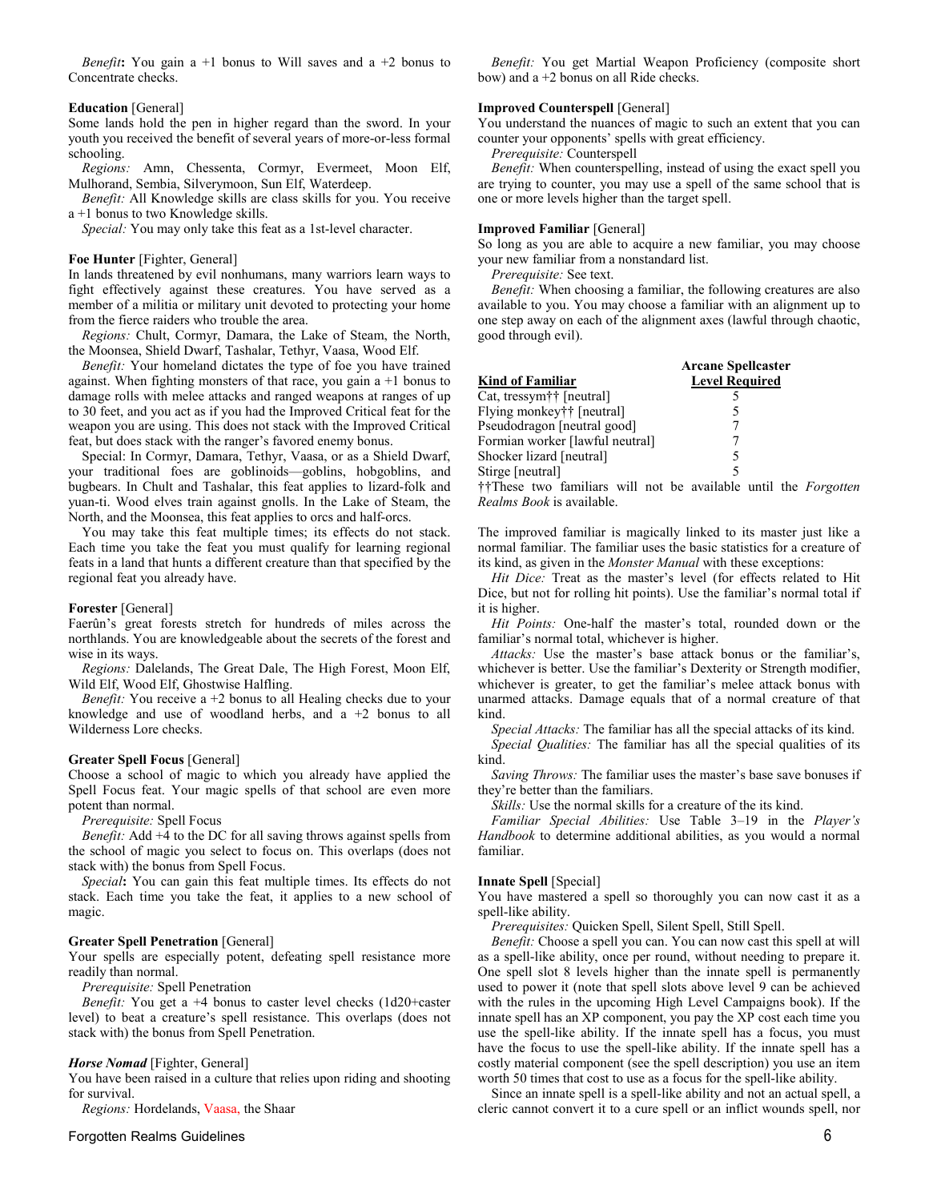*Benefit***:** You gain a +1 bonus to Will saves and a +2 bonus to Concentrate checks.

**Education** [General]
Some lands hold the pen in higher regard than the sword. In your youth you received the benefit of several years of more-or-less formal schooling.

*Regions:* Amn, Chessenta, Cormyr, Evermeet, Moon Elf, Mulhorand, Sembia, Silverymoon, Sun Elf, Waterdeep.

*Benefit:* All Knowledge skills are class skills for you. You receive a +1 bonus to two Knowledge skills.

*Special:* You may only take this feat as a 1st-level character.

**Foe Hunter** [Fighter, General]
In lands threatened by evil nonhumans, many warriors learn ways to fight effectively against these creatures. You have served as a member of a militia or military unit devoted to protecting your home from the fierce raiders who trouble the area.

*Regions:* Chult, Cormyr, Damara, the Lake of Steam, the North, the Moonsea, Shield Dwarf, Tashalar, Tethyr, Vaasa, Wood Elf.

*Benefit:* Your homeland dictates the type of foe you have trained against. When fighting monsters of that race, you gain a +1 bonus to damage rolls with melee attacks and ranged weapons at ranges of up to 30 feet, and you act as if you had the Improved Critical feat for the weapon you are using. This does not stack with the Improved Critical feat, but does stack with the ranger's favored enemy bonus.

Special: In Cormyr, Damara, Tethyr, Vaasa, or as a Shield Dwarf, your traditional foes are goblinoids—goblins, hobgoblins, and bugbears. In Chult and Tashalar, this feat applies to lizard-folk and yuan-ti. Wood elves train against gnolls. In the Lake of Steam, the North, and the Moonsea, this feat applies to orcs and half-orcs.

You may take this feat multiple times; its effects do not stack. Each time you take the feat you must qualify for learning regional feats in a land that hunts a different creature than that specified by the regional feat you already have.

**Forester** [General]
Faerûn's great forests stretch for hundreds of miles across the northlands. You are knowledgeable about the secrets of the forest and wise in its ways.

*Regions:* Dalelands, The Great Dale, The High Forest, Moon Elf, Wild Elf, Wood Elf, Ghostwise Halfling.

*Benefit:* You receive a +2 bonus to all Healing checks due to your knowledge and use of woodland herbs, and a +2 bonus to all Wilderness Lore checks.

**Greater Spell Focus** [General]
Choose a school of magic to which you already have applied the Spell Focus feat. Your magic spells of that school are even more potent than normal.

*Prerequisite:* Spell Focus

*Benefit:* Add +4 to the DC for all saving throws against spells from the school of magic you select to focus on. This overlaps (does not stack with) the bonus from Spell Focus.

*Special***:** You can gain this feat multiple times. Its effects do not stack. Each time you take the feat, it applies to a new school of magic.

**Greater Spell Penetration** [General]
Your spells are especially potent, defeating spell resistance more readily than normal.

*Prerequisite:* Spell Penetration

*Benefit:* You get a +4 bonus to caster level checks (1d20+caster level) to beat a creature's spell resistance. This overlaps (does not stack with) the bonus from Spell Penetration.

***Horse Nomad*** [Fighter, General]
You have been raised in a culture that relies upon riding and shooting for survival.

*Regions:* Hordelands, Vaasa, the Shaar

*Benefit:* You get Martial Weapon Proficiency (composite short bow) and a +2 bonus on all Ride checks.

**Improved Counterspell** [General]
You understand the nuances of magic to such an extent that you can counter your opponents' spells with great efficiency.

*Prerequisite:* Counterspell

*Benefit:* When counterspelling, instead of using the exact spell you are trying to counter, you may use a spell of the same school that is one or more levels higher than the target spell.

**Improved Familiar** [General]
So long as you are able to acquire a new familiar, you may choose your new familiar from a nonstandard list.

*Prerequisite:* See text.

*Benefit:* When choosing a familiar, the following creatures are also available to you. You may choose a familiar with an alignment up to one step away on each of the alignment axes (lawful through chaotic, good through evil).

| Kind of Familiar | Arcane Spellcaster Level Required |
|---|---|
| Cat, tressym†† [neutral] | 5 |
| Flying monkey†† [neutral] | 5 |
| Pseudodragon [neutral good] | 7 |
| Formian worker [lawful neutral] | 7 |
| Shocker lizard [neutral] | 5 |
| Stirge [neutral] | 5 |

††These two familiars will not be available until the *Forgotten Realms Book* is available.

The improved familiar is magically linked to its master just like a normal familiar. The familiar uses the basic statistics for a creature of its kind, as given in the *Monster Manual* with these exceptions:

*Hit Dice:* Treat as the master's level (for effects related to Hit Dice, but not for rolling hit points). Use the familiar's normal total if it is higher.

*Hit Points:* One-half the master's total, rounded down or the familiar's normal total, whichever is higher.

*Attacks:* Use the master's base attack bonus or the familiar's, whichever is better. Use the familiar's Dexterity or Strength modifier, whichever is greater, to get the familiar's melee attack bonus with unarmed attacks. Damage equals that of a normal creature of that kind.

*Special Attacks:* The familiar has all the special attacks of its kind.

*Special Qualities:* The familiar has all the special qualities of its kind.

*Saving Throws:* The familiar uses the master's base save bonuses if they're better than the familiars.

*Skills:* Use the normal skills for a creature of the its kind.

*Familiar Special Abilities:* Use Table 3–19 in the *Player's Handbook* to determine additional abilities, as you would a normal familiar.

**Innate Spell** [Special]
You have mastered a spell so thoroughly you can now cast it as a spell-like ability.

*Prerequisites:* Quicken Spell, Silent Spell, Still Spell.

*Benefit:* Choose a spell you can. You can now cast this spell at will as a spell-like ability, once per round, without needing to prepare it. One spell slot 8 levels higher than the innate spell is permanently used to power it (note that spell slots above level 9 can be achieved with the rules in the upcoming High Level Campaigns book). If the innate spell has an XP component, you pay the XP cost each time you use the spell-like ability. If the innate spell has a focus, you must have the focus to use the spell-like ability. If the innate spell has a costly material component (see the spell description) you use an item worth 50 times that cost to use as a focus for the spell-like ability.

Since an innate spell is a spell-like ability and not an actual spell, a cleric cannot convert it to a cure spell or an inflict wounds spell, nor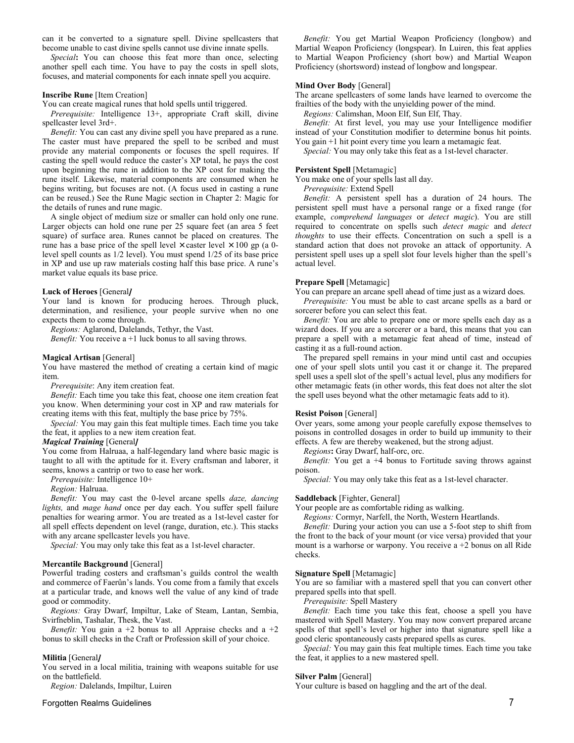can it be converted to a signature spell. Divine spellcasters that become unable to cast divine spells cannot use divine innate spells.

*Special***:** You can choose this feat more than once, selecting another spell each time. You have to pay the costs in spell slots, focuses, and material components for each innate spell you acquire.

**Inscribe Rune** [Item Creation]

You can create magical runes that hold spells until triggered.

*Prerequisite:* Intelligence 13+, appropriate Craft skill, divine spellcaster level 3rd+.

*Benefit:* You can cast any divine spell you have prepared as a rune. The caster must have prepared the spell to be scribed and must provide any material components or focuses the spell requires. If casting the spell would reduce the caster's XP total, he pays the cost upon beginning the rune in addition to the XP cost for making the rune itself. Likewise, material components are consumed when he begins writing, but focuses are not. (A focus used in casting a rune can be reused.) See the Rune Magic section in Chapter 2: Magic for the details of runes and rune magic.

A single object of medium size or smaller can hold only one rune. Larger objects can hold one rune per 25 square feet (an area 5 feet square) of surface area. Runes cannot be placed on creatures. The rune has a base price of the spell level × caster level × 100 gp (a 0-level spell counts as 1/2 level). You must spend 1/25 of its base price in XP and use up raw materials costing half this base price. A rune's market value equals its base price.

**Luck of Heroes** [General]

Your land is known for producing heroes. Through pluck, determination, and resilience, your people survive when no one expects them to come through.

*Regions:* Aglarond, Dalelands, Tethyr, the Vast.

*Benefit:* You receive a +1 luck bonus to all saving throws.

**Magical Artisan** [General]

You have mastered the method of creating a certain kind of magic item.

*Prerequisite*: Any item creation feat.

*Benefit:* Each time you take this feat, choose one item creation feat you know. When determining your cost in XP and raw materials for creating items with this feat, multiply the base price by 75%.

*Special:* You may gain this feat multiple times. Each time you take the feat, it applies to a new item creation feat.

***Magical Training*** [General]

You come from Halruaa, a half-legendary land where basic magic is taught to all with the aptitude for it. Every craftsman and laborer, it seems, knows a cantrip or two to ease her work.

*Prerequisite:* Intelligence 10+

*Region:* Halruaa.

*Benefit:* You may cast the 0-level arcane spells *daze, dancing lights,* and *mage hand* once per day each. You suffer spell failure penalties for wearing armor. You are treated as a 1st-level caster for all spell effects dependent on level (range, duration, etc.). This stacks with any arcane spellcaster levels you have.

*Special:* You may only take this feat as a 1st-level character.

**Mercantile Background** [General]

Powerful trading costers and craftsman's guilds control the wealth and commerce of Faerûn's lands. You come from a family that excels at a particular trade, and knows well the value of any kind of trade good or commodity.

*Regions:* Gray Dwarf, Impiltur, Lake of Steam, Lantan, Sembia, Svirfneblin, Tashalar, Thesk, the Vast.

*Benefit:* You gain a +2 bonus to all Appraise checks and a +2 bonus to skill checks in the Craft or Profession skill of your choice.

**Militia** [General]

You served in a local militia, training with weapons suitable for use on the battlefield.

*Region:* Dalelands, Impiltur, Luiren

*Benefit:* You get Martial Weapon Proficiency (longbow) and Martial Weapon Proficiency (longspear). In Luiren, this feat applies to Martial Weapon Proficiency (short bow) and Martial Weapon Proficiency (shortsword) instead of longbow and longspear.

**Mind Over Body** [General]

The arcane spellcasters of some lands have learned to overcome the frailties of the body with the unyielding power of the mind.

*Regions:* Calimshan, Moon Elf, Sun Elf, Thay.

*Benefit:* At first level, you may use your Intelligence modifier instead of your Constitution modifier to determine bonus hit points. You gain +1 hit point every time you learn a metamagic feat.

*Special:* You may only take this feat as a 1st-level character.

**Persistent Spell** [Metamagic]

You make one of your spells last all day.

*Prerequisite:* Extend Spell

*Benefit:* A persistent spell has a duration of 24 hours. The persistent spell must have a personal range or a fixed range (for example, *comprehend languages* or *detect magic*). You are still required to concentrate on spells such *detect magic* and *detect thoughts* to use their effects. Concentration on such a spell is a standard action that does not provoke an attack of opportunity. A persistent spell uses up a spell slot four levels higher than the spell's actual level.

**Prepare Spell** [Metamagic]

You can prepare an arcane spell ahead of time just as a wizard does.

*Prerequisite:* You must be able to cast arcane spells as a bard or sorcerer before you can select this feat.

*Benefit:* You are able to prepare one or more spells each day as a wizard does. If you are a sorcerer or a bard, this means that you can prepare a spell with a metamagic feat ahead of time, instead of casting it as a full-round action.

The prepared spell remains in your mind until cast and occupies one of your spell slots until you cast it or change it. The prepared spell uses a spell slot of the spell's actual level, plus any modifiers for other metamagic feats (in other words, this feat does not alter the slot the spell uses beyond what the other metamagic feats add to it).

**Resist Poison** [General]

Over years, some among your people carefully expose themselves to poisons in controlled dosages in order to build up immunity to their effects. A few are thereby weakened, but the strong adjust.

*Regions***:** Gray Dwarf, half-orc, orc.

*Benefit:* You get a +4 bonus to Fortitude saving throws against poison.

*Special:* You may only take this feat as a 1st-level character.

**Saddleback** [Fighter, General]

Your people are as comfortable riding as walking.

*Regions:* Cormyr, Narfell, the North, Western Heartlands.

*Benefit:* During your action you can use a 5-foot step to shift from the front to the back of your mount (or vice versa) provided that your mount is a warhorse or warpony. You receive a +2 bonus on all Ride checks.

**Signature Spell** [Metamagic]

You are so familiar with a mastered spell that you can convert other prepared spells into that spell.

*Prerequisite:* Spell Mastery

*Benefit:* Each time you take this feat, choose a spell you have mastered with Spell Mastery. You may now convert prepared arcane spells of that spell's level or higher into that signature spell like a good cleric spontaneously casts prepared spells as cures.

*Special:* You may gain this feat multiple times. Each time you take the feat, it applies to a new mastered spell.

**Silver Palm** [General]

Your culture is based on haggling and the art of the deal.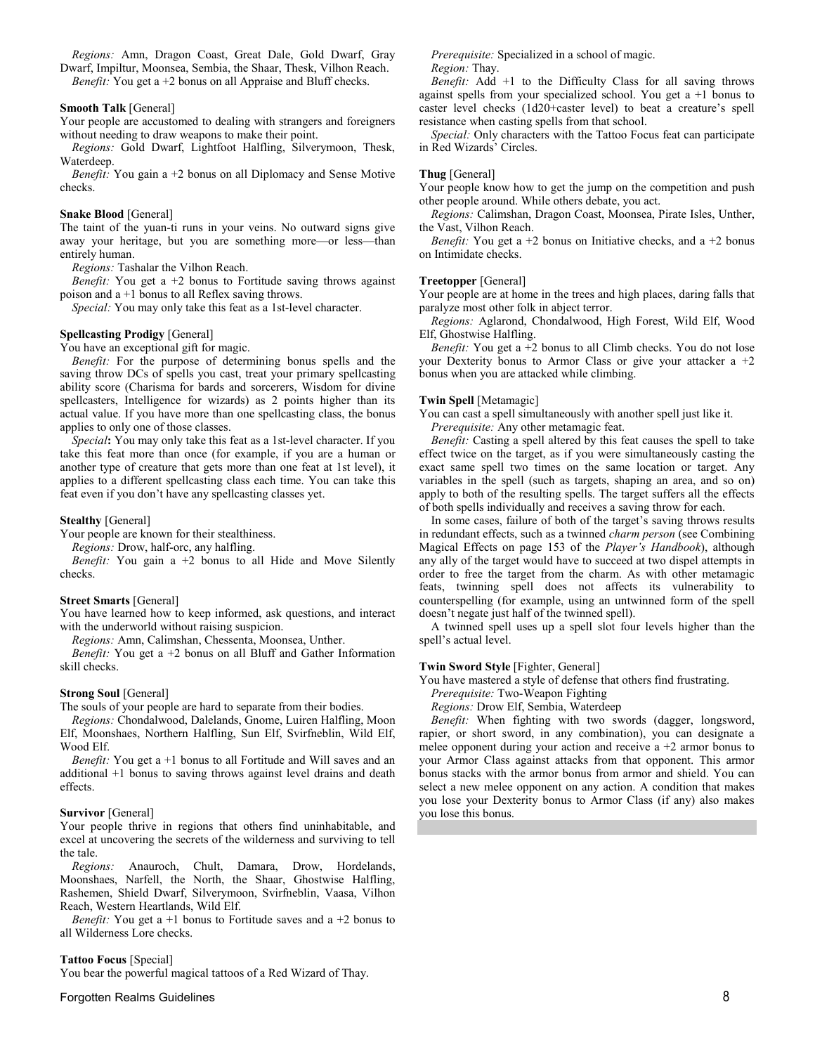*Regions:* Amn, Dragon Coast, Great Dale, Gold Dwarf, Gray Dwarf, Impiltur, Moonsea, Sembia, the Shaar, Thesk, Vilhon Reach.

*Benefit:* You get a +2 bonus on all Appraise and Bluff checks.

**Smooth Talk** [General]

Your people are accustomed to dealing with strangers and foreigners without needing to draw weapons to make their point.

*Regions:* Gold Dwarf, Lightfoot Halfling, Silverymoon, Thesk, Waterdeep.

*Benefit:* You gain a +2 bonus on all Diplomacy and Sense Motive checks.

**Snake Blood** [General]

The taint of the yuan-ti runs in your veins. No outward signs give away your heritage, but you are something more—or less—than entirely human.

*Regions:* Tashalar the Vilhon Reach.

*Benefit:* You get a +2 bonus to Fortitude saving throws against poison and a +1 bonus to all Reflex saving throws.

*Special:* You may only take this feat as a 1st-level character.

**Spellcasting Prodigy** [General]

You have an exceptional gift for magic.

*Benefit:* For the purpose of determining bonus spells and the saving throw DCs of spells you cast, treat your primary spellcasting ability score (Charisma for bards and sorcerers, Wisdom for divine spellcasters, Intelligence for wizards) as 2 points higher than its actual value. If you have more than one spellcasting class, the bonus applies to only one of those classes.

*Special***:** You may only take this feat as a 1st-level character. If you take this feat more than once (for example, if you are a human or another type of creature that gets more than one feat at 1st level), it applies to a different spellcasting class each time. You can take this feat even if you don't have any spellcasting classes yet.

**Stealthy** [General]

Your people are known for their stealthiness.

*Regions:* Drow, half-orc, any halfling.

*Benefit:* You gain a +2 bonus to all Hide and Move Silently checks.

**Street Smarts** [General]

You have learned how to keep informed, ask questions, and interact with the underworld without raising suspicion.

*Regions:* Amn, Calimshan, Chessenta, Moonsea, Unther.

*Benefit:* You get a +2 bonus on all Bluff and Gather Information skill checks.

**Strong Soul** [General]

The souls of your people are hard to separate from their bodies.

*Regions:* Chondalwood, Dalelands, Gnome, Luiren Halfling, Moon Elf, Moonshaes, Northern Halfling, Sun Elf, Svirfneblin, Wild Elf, Wood Elf.

*Benefit:* You get a +1 bonus to all Fortitude and Will saves and an additional +1 bonus to saving throws against level drains and death effects.

**Survivor** [General]

Your people thrive in regions that others find uninhabitable, and excel at uncovering the secrets of the wilderness and surviving to tell the tale.

*Regions:* Anauroch, Chult, Damara, Drow, Hordelands, Moonshaes, Narfell, the North, the Shaar, Ghostwise Halfling, Rashemen, Shield Dwarf, Silverymoon, Svirfneblin, Vaasa, Vilhon Reach, Western Heartlands, Wild Elf.

*Benefit:* You get a +1 bonus to Fortitude saves and a +2 bonus to all Wilderness Lore checks.

**Tattoo Focus** [Special]

You bear the powerful magical tattoos of a Red Wizard of Thay.

*Prerequisite:* Specialized in a school of magic.

*Region:* Thay.

*Benefit:* Add +1 to the Difficulty Class for all saving throws against spells from your specialized school. You get a +1 bonus to caster level checks (1d20+caster level) to beat a creature's spell resistance when casting spells from that school.

*Special:* Only characters with the Tattoo Focus feat can participate in Red Wizards' Circles.

**Thug** [General]

Your people know how to get the jump on the competition and push other people around. While others debate, you act.

*Regions:* Calimshan, Dragon Coast, Moonsea, Pirate Isles, Unther, the Vast, Vilhon Reach.

*Benefit:* You get a +2 bonus on Initiative checks, and a +2 bonus on Intimidate checks.

**Treetopper** [General]

Your people are at home in the trees and high places, daring falls that paralyze most other folk in abject terror.

*Regions:* Aglarond, Chondalwood, High Forest, Wild Elf, Wood Elf, Ghostwise Halfling.

*Benefit:* You get a +2 bonus to all Climb checks. You do not lose your Dexterity bonus to Armor Class or give your attacker a +2 bonus when you are attacked while climbing.

**Twin Spell** [Metamagic]

You can cast a spell simultaneously with another spell just like it.

*Prerequisite:* Any other metamagic feat.

*Benefit:* Casting a spell altered by this feat causes the spell to take effect twice on the target, as if you were simultaneously casting the exact same spell two times on the same location or target. Any variables in the spell (such as targets, shaping an area, and so on) apply to both of the resulting spells. The target suffers all the effects of both spells individually and receives a saving throw for each.

In some cases, failure of both of the target's saving throws results in redundant effects, such as a twinned *charm person* (see Combining Magical Effects on page 153 of the *Player's Handbook*), although any ally of the target would have to succeed at two dispel attempts in order to free the target from the charm. As with other metamagic feats, twinning spell does not affects its vulnerability to counterspelling (for example, using an untwinned form of the spell doesn't negate just half of the twinned spell).

A twinned spell uses up a spell slot four levels higher than the spell's actual level.

**Twin Sword Style** [Fighter, General]

You have mastered a style of defense that others find frustrating.

*Prerequisite:* Two-Weapon Fighting

*Regions:* Drow Elf, Sembia, Waterdeep

*Benefit:* When fighting with two swords (dagger, longsword, rapier, or short sword, in any combination), you can designate a melee opponent during your action and receive a +2 armor bonus to your Armor Class against attacks from that opponent. This armor bonus stacks with the armor bonus from armor and shield. You can select a new melee opponent on any action. A condition that makes you lose your Dexterity bonus to Armor Class (if any) also makes you lose this bonus.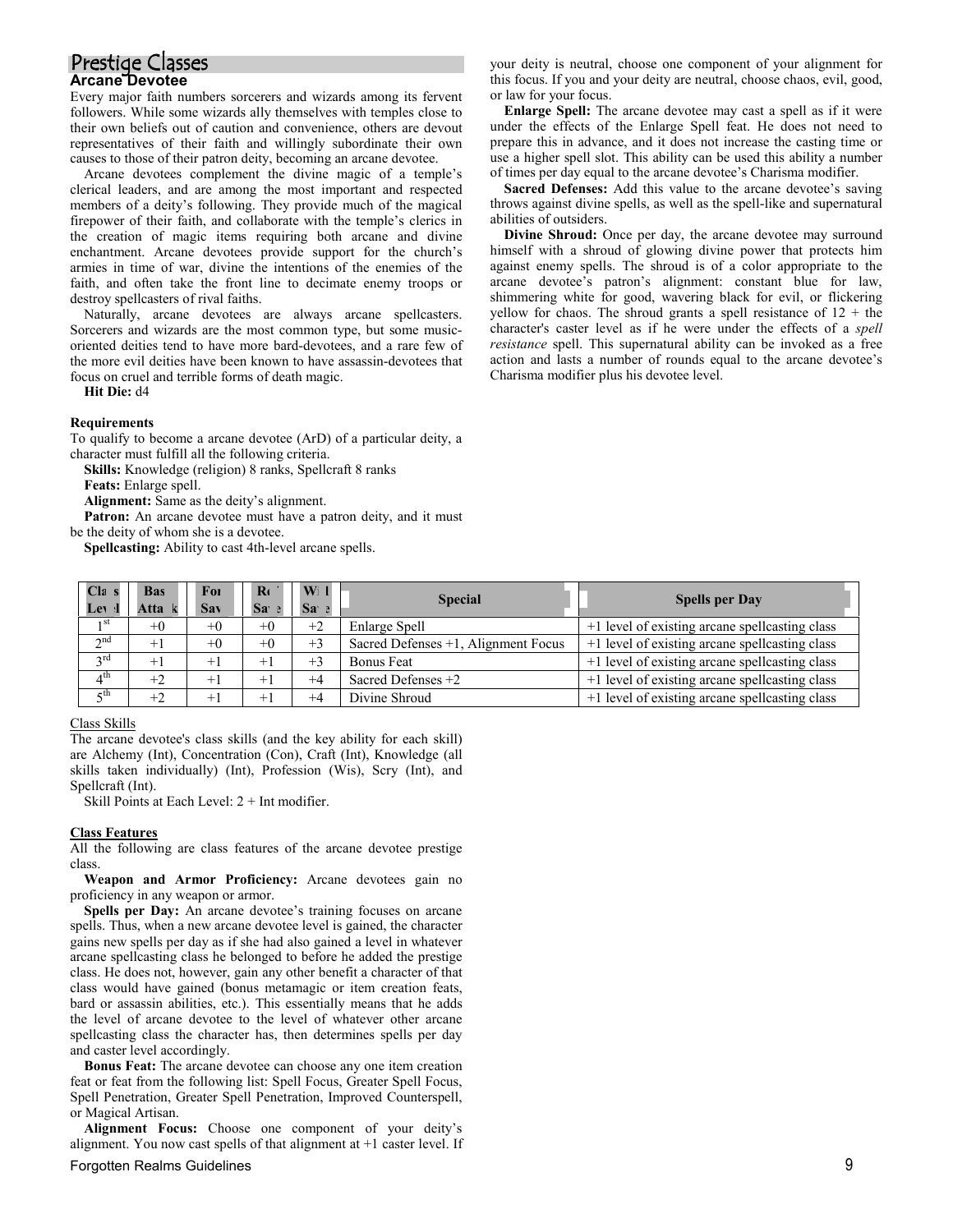# Prestige Classes

## Arcane Devotee

Every major faith numbers sorcerers and wizards among its fervent followers. While some wizards ally themselves with temples close to their own beliefs out of caution and convenience, others are devout representatives of their faith and willingly subordinate their own causes to those of their patron deity, becoming an arcane devotee.

Arcane devotees complement the divine magic of a temple's clerical leaders, and are among the most important and respected members of a deity's following. They provide much of the magical firepower of their faith, and collaborate with the temple's clerics in the creation of magic items requiring both arcane and divine enchantment. Arcane devotees provide support for the church's armies in time of war, divine the intentions of the enemies of the faith, and often take the front line to decimate enemy troops or destroy spellcasters of rival faiths.

Naturally, arcane devotees are always arcane spellcasters. Sorcerers and wizards are the most common type, but some music-oriented deities tend to have more bard-devotees, and a rare few of the more evil deities have been known to have assassin-devotees that focus on cruel and terrible forms of death magic.

**Hit Die:** d4

### Requirements

To qualify to become a arcane devotee (ArD) of a particular deity, a character must fulfill all the following criteria.

**Skills:** Knowledge (religion) 8 ranks, Spellcraft 8 ranks

**Feats:** Enlarge spell.

**Alignment:** Same as the deity's alignment.

**Patron:** An arcane devotee must have a patron deity, and it must be the deity of whom she is a devotee.

**Spellcasting:** Ability to cast 4th-level arcane spells.

| Class Level | Base Attack | Fort Save | Ref Save | Will Save | Special | Spells per Day |
|---|---|---|---|---|---|---|
| 1st | +0 | +0 | +0 | +2 | Enlarge Spell | +1 level of existing arcane spellcasting class |
| 2nd | +1 | +0 | +0 | +3 | Sacred Defenses +1, Alignment Focus | +1 level of existing arcane spellcasting class |
| 3rd | +1 | +1 | +1 | +3 | Bonus Feat | +1 level of existing arcane spellcasting class |
| 4th | +2 | +1 | +1 | +4 | Sacred Defenses +2 | +1 level of existing arcane spellcasting class |
| 5th | +2 | +1 | +1 | +4 | Divine Shroud | +1 level of existing arcane spellcasting class |

### Class Skills

The arcane devotee's class skills (and the key ability for each skill) are Alchemy (Int), Concentration (Con), Craft (Int), Knowledge (all skills taken individually) (Int), Profession (Wis), Scry (Int), and Spellcraft (Int).

Skill Points at Each Level: 2 + Int modifier.

### Class Features

All the following are class features of the arcane devotee prestige class.

**Weapon and Armor Proficiency:** Arcane devotees gain no proficiency in any weapon or armor.

**Spells per Day:** An arcane devotee's training focuses on arcane spells. Thus, when a new arcane devotee level is gained, the character gains new spells per day as if she had also gained a level in whatever arcane spellcasting class he belonged to before he added the prestige class. He does not, however, gain any other benefit a character of that class would have gained (bonus metamagic or item creation feats, bard or assassin abilities, etc.). This essentially means that he adds the level of arcane devotee to the level of whatever other arcane spellcasting class the character has, then determines spells per day and caster level accordingly.

**Bonus Feat:** The arcane devotee can choose any one item creation feat or feat from the following list: Spell Focus, Greater Spell Focus, Spell Penetration, Greater Spell Penetration, Improved Counterspell, or Magical Artisan.

**Alignment Focus:** Choose one component of your deity's alignment. You now cast spells of that alignment at +1 caster level. If your deity is neutral, choose one component of your alignment for this focus. If you and your deity are neutral, choose chaos, evil, good, or law for your focus.

**Enlarge Spell:** The arcane devotee may cast a spell as if it were under the effects of the Enlarge Spell feat. He does not need to prepare this in advance, and it does not increase the casting time or use a higher spell slot. This ability can be used this ability a number of times per day equal to the arcane devotee's Charisma modifier.

**Sacred Defenses:** Add this value to the arcane devotee's saving throws against divine spells, as well as the spell-like and supernatural abilities of outsiders.

**Divine Shroud:** Once per day, the arcane devotee may surround himself with a shroud of glowing divine power that protects him against enemy spells. The shroud is of a color appropriate to the arcane devotee's patron's alignment: constant blue for law, shimmering white for good, wavering black for evil, or flickering yellow for chaos. The shroud grants a spell resistance of 12 + the character's caster level as if he were under the effects of a *spell resistance* spell. This supernatural ability can be invoked as a free action and lasts a number of rounds equal to the arcane devotee's Charisma modifier plus his devotee level.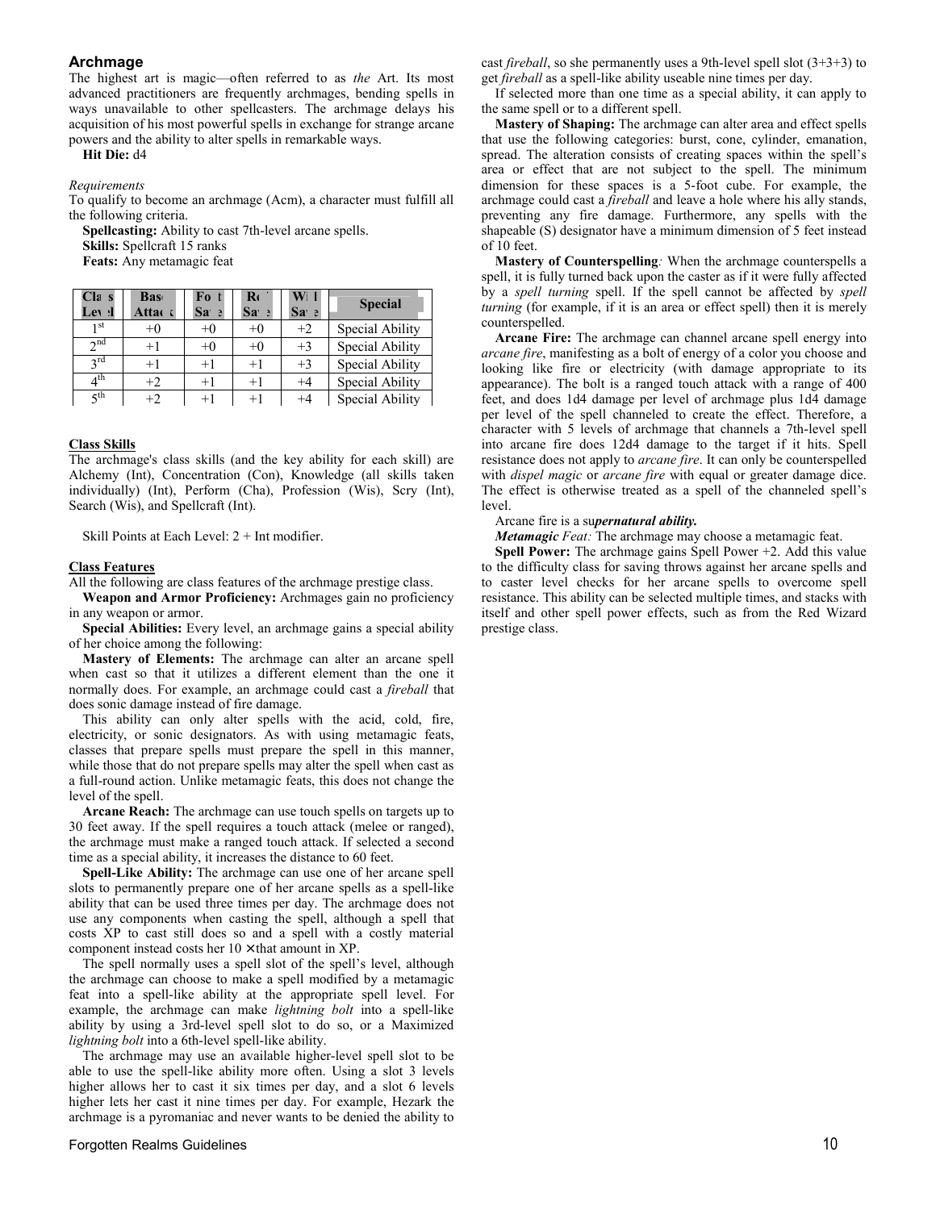## Archmage

The highest art is magic—often referred to as *the* Art. Its most advanced practitioners are frequently archmages, bending spells in ways unavailable to other spellcasters. The archmage delays his acquisition of his most powerful spells in exchange for strange arcane powers and the ability to alter spells in remarkable ways.

**Hit Die:** d4

*Requirements*

To qualify to become an archmage (Acm), a character must fulfill all the following criteria.

**Spellcasting:** Ability to cast 7th-level arcane spells.

**Skills:** Spellcraft 15 ranks

**Feats:** Any metamagic feat

| Class Level | Base Attack | Fort Save | Ref Save | Will Save | Special |
|---|---|---|---|---|---|
| 1st | +0 | +0 | +0 | +2 | Special Ability |
| 2nd | +1 | +0 | +0 | +3 | Special Ability |
| 3rd | +1 | +1 | +1 | +3 | Special Ability |
| 4th | +2 | +1 | +1 | +4 | Special Ability |
| 5th | +2 | +1 | +1 | +4 | Special Ability |

**Class Skills**

The archmage's class skills (and the key ability for each skill) are Alchemy (Int), Concentration (Con), Knowledge (all skills taken individually) (Int), Perform (Cha), Profession (Wis), Scry (Int), Search (Wis), and Spellcraft (Int).

Skill Points at Each Level: 2 + Int modifier.

**Class Features**

All the following are class features of the archmage prestige class.

**Weapon and Armor Proficiency:** Archmages gain no proficiency in any weapon or armor.

**Special Abilities:** Every level, an archmage gains a special ability of her choice among the following:

**Mastery of Elements:** The archmage can alter an arcane spell when cast so that it utilizes a different element than the one it normally does. For example, an archmage could cast a *fireball* that does sonic damage instead of fire damage.

This ability can only alter spells with the acid, cold, fire, electricity, or sonic designators. As with using metamagic feats, classes that prepare spells must prepare the spell in this manner, while those that do not prepare spells may alter the spell when cast as a full-round action. Unlike metamagic feats, this does not change the level of the spell.

**Arcane Reach:** The archmage can use touch spells on targets up to 30 feet away. If the spell requires a touch attack (melee or ranged), the archmage must make a ranged touch attack. If selected a second time as a special ability, it increases the distance to 60 feet.

**Spell-Like Ability:** The archmage can use one of her arcane spell slots to permanently prepare one of her arcane spells as a spell-like ability that can be used three times per day. The archmage does not use any components when casting the spell, although a spell that costs XP to cast still does so and a spell with a costly material component instead costs her 10 × that amount in XP.

The spell normally uses a spell slot of the spell's level, although the archmage can choose to make a spell modified by a metamagic feat into a spell-like ability at the appropriate spell level. For example, the archmage can make *lightning bolt* into a spell-like ability by using a 3rd-level spell slot to do so, or a Maximized *lightning bolt* into a 6th-level spell-like ability.

The archmage may use an available higher-level spell slot to be able to use the spell-like ability more often. Using a slot 3 levels higher allows her to cast it six times per day, and a slot 6 levels higher lets her cast it nine times per day. For example, Hezark the archmage is a pyromaniac and never wants to be denied the ability to cast *fireball*, so she permanently uses a 9th-level spell slot (3+3+3) to get *fireball* as a spell-like ability useable nine times per day.

If selected more than one time as a special ability, it can apply to the same spell or to a different spell.

**Mastery of Shaping:** The archmage can alter area and effect spells that use the following categories: burst, cone, cylinder, emanation, spread. The alteration consists of creating spaces within the spell's area or effect that are not subject to the spell. The minimum dimension for these spaces is a 5-foot cube. For example, the archmage could cast a *fireball* and leave a hole where his ally stands, preventing any fire damage. Furthermore, any spells with the shapeable (S) designator have a minimum dimension of 5 feet instead of 10 feet.

**Mastery of Counterspelling***:* When the archmage counterspells a spell, it is fully turned back upon the caster as if it were fully affected by a *spell turning* spell. If the spell cannot be affected by *spell turning* (for example, if it is an area or effect spell) then it is merely counterspelled.

**Arcane Fire:** The archmage can channel arcane spell energy into *arcane fire*, manifesting as a bolt of energy of a color you choose and looking like fire or electricity (with damage appropriate to its appearance). The bolt is a ranged touch attack with a range of 400 feet, and does 1d4 damage per level of archmage plus 1d4 damage per level of the spell channeled to create the effect. Therefore, a character with 5 levels of archmage that channels a 7th-level spell into arcane fire does 12d4 damage to the target if it hits. Spell resistance does not apply to *arcane fire*. It can only be counterspelled with *dispel magic* or *arcane fire* with equal or greater damage dice. The effect is otherwise treated as a spell of the channeled spell's level.

Arcane fire is a su***pernatural ability.***

***Metamagic** Feat:* The archmage may choose a metamagic feat.

**Spell Power:** The archmage gains Spell Power +2. Add this value to the difficulty class for saving throws against her arcane spells and to caster level checks for her arcane spells to overcome spell resistance. This ability can be selected multiple times, and stacks with itself and other spell power effects, such as from the Red Wizard prestige class.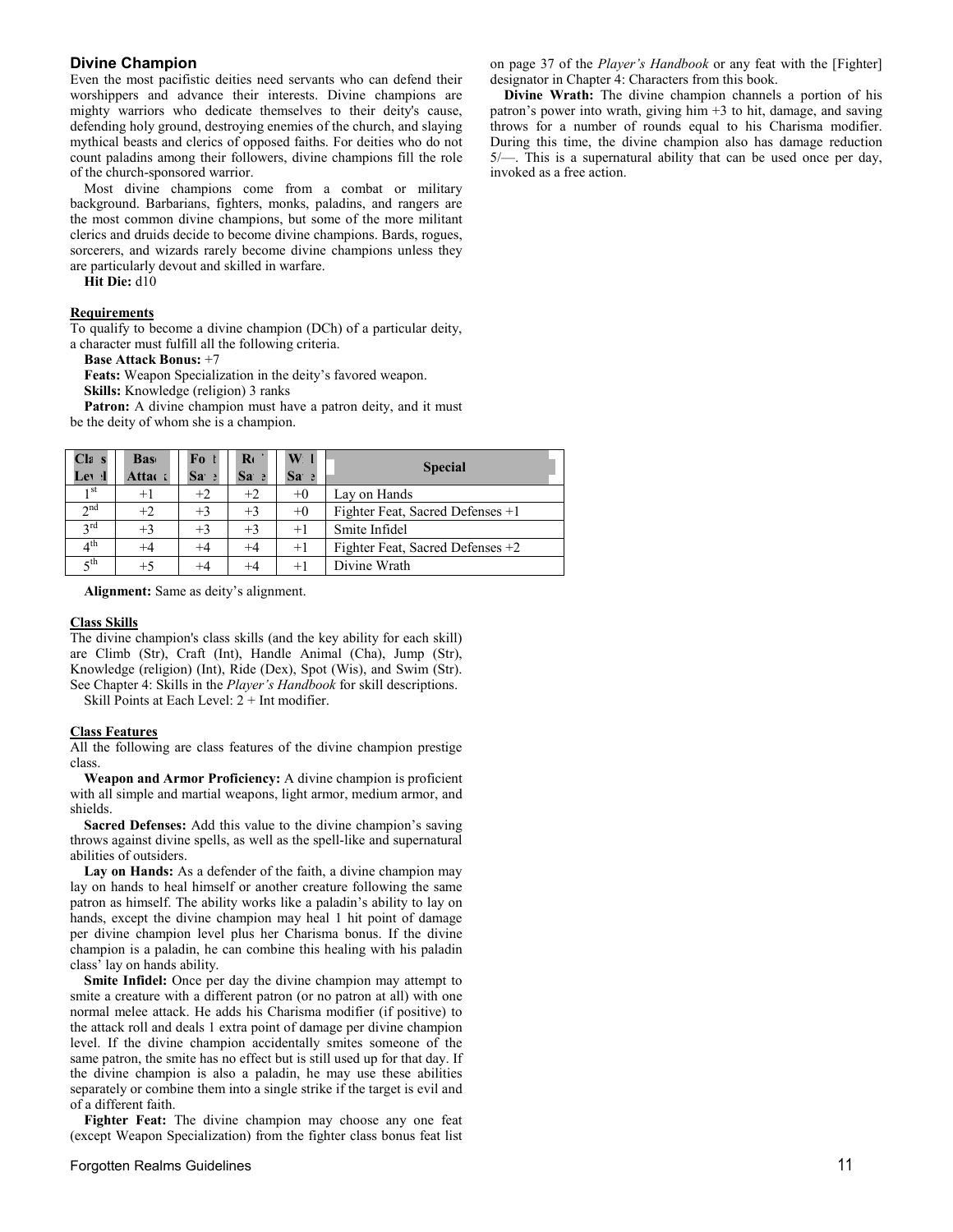### Divine Champion

Even the most pacifistic deities need servants who can defend their worshippers and advance their interests. Divine champions are mighty warriors who dedicate themselves to their deity's cause, defending holy ground, destroying enemies of the church, and slaying mythical beasts and clerics of opposed faiths. For deities who do not count paladins among their followers, divine champions fill the role of the church-sponsored warrior.

Most divine champions come from a combat or military background. Barbarians, fighters, monks, paladins, and rangers are the most common divine champions, but some of the more militant clerics and druids decide to become divine champions. Bards, rogues, sorcerers, and wizards rarely become divine champions unless they are particularly devout and skilled in warfare.

**Hit Die:** d10

#### Requirements

To qualify to become a divine champion (DCh) of a particular deity, a character must fulfill all the following criteria.

**Base Attack Bonus:** +7

**Feats:** Weapon Specialization in the deity's favored weapon.

**Skills:** Knowledge (religion) 3 ranks

**Patron:** A divine champion must have a patron deity, and it must be the deity of whom she is a champion.

| Class Level | Base Attack | Fort Save | Ref Save | Will Save | Special |
|---|---|---|---|---|---|
| 1st | +1 | +2 | +2 | +0 | Lay on Hands |
| 2nd | +2 | +3 | +3 | +0 | Fighter Feat, Sacred Defenses +1 |
| 3rd | +3 | +3 | +3 | +1 | Smite Infidel |
| 4th | +4 | +4 | +4 | +1 | Fighter Feat, Sacred Defenses +2 |
| 5th | +5 | +4 | +4 | +1 | Divine Wrath |

**Alignment:** Same as deity's alignment.

#### Class Skills

The divine champion's class skills (and the key ability for each skill) are Climb (Str), Craft (Int), Handle Animal (Cha), Jump (Str), Knowledge (religion) (Int), Ride (Dex), Spot (Wis), and Swim (Str). See Chapter 4: Skills in the *Player's Handbook* for skill descriptions.

Skill Points at Each Level: 2 + Int modifier.

#### Class Features

All the following are class features of the divine champion prestige class.

**Weapon and Armor Proficiency:** A divine champion is proficient with all simple and martial weapons, light armor, medium armor, and shields.

**Sacred Defenses:** Add this value to the divine champion's saving throws against divine spells, as well as the spell-like and supernatural abilities of outsiders.

**Lay on Hands:** As a defender of the faith, a divine champion may lay on hands to heal himself or another creature following the same patron as himself. The ability works like a paladin's ability to lay on hands, except the divine champion may heal 1 hit point of damage per divine champion level plus her Charisma bonus. If the divine champion is a paladin, he can combine this healing with his paladin class' lay on hands ability.

**Smite Infidel:** Once per day the divine champion may attempt to smite a creature with a different patron (or no patron at all) with one normal melee attack. He adds his Charisma modifier (if positive) to the attack roll and deals 1 extra point of damage per divine champion level. If the divine champion accidentally smites someone of the same patron, the smite has no effect but is still used up for that day. If the divine champion is also a paladin, he may use these abilities separately or combine them into a single strike if the target is evil and of a different faith.

**Fighter Feat:** The divine champion may choose any one feat (except Weapon Specialization) from the fighter class bonus feat list on page 37 of the *Player's Handbook* or any feat with the [Fighter] designator in Chapter 4: Characters from this book.

**Divine Wrath:** The divine champion channels a portion of his patron's power into wrath, giving him +3 to hit, damage, and saving throws for a number of rounds equal to his Charisma modifier. During this time, the divine champion also has damage reduction 5/—. This is a supernatural ability that can be used once per day, invoked as a free action.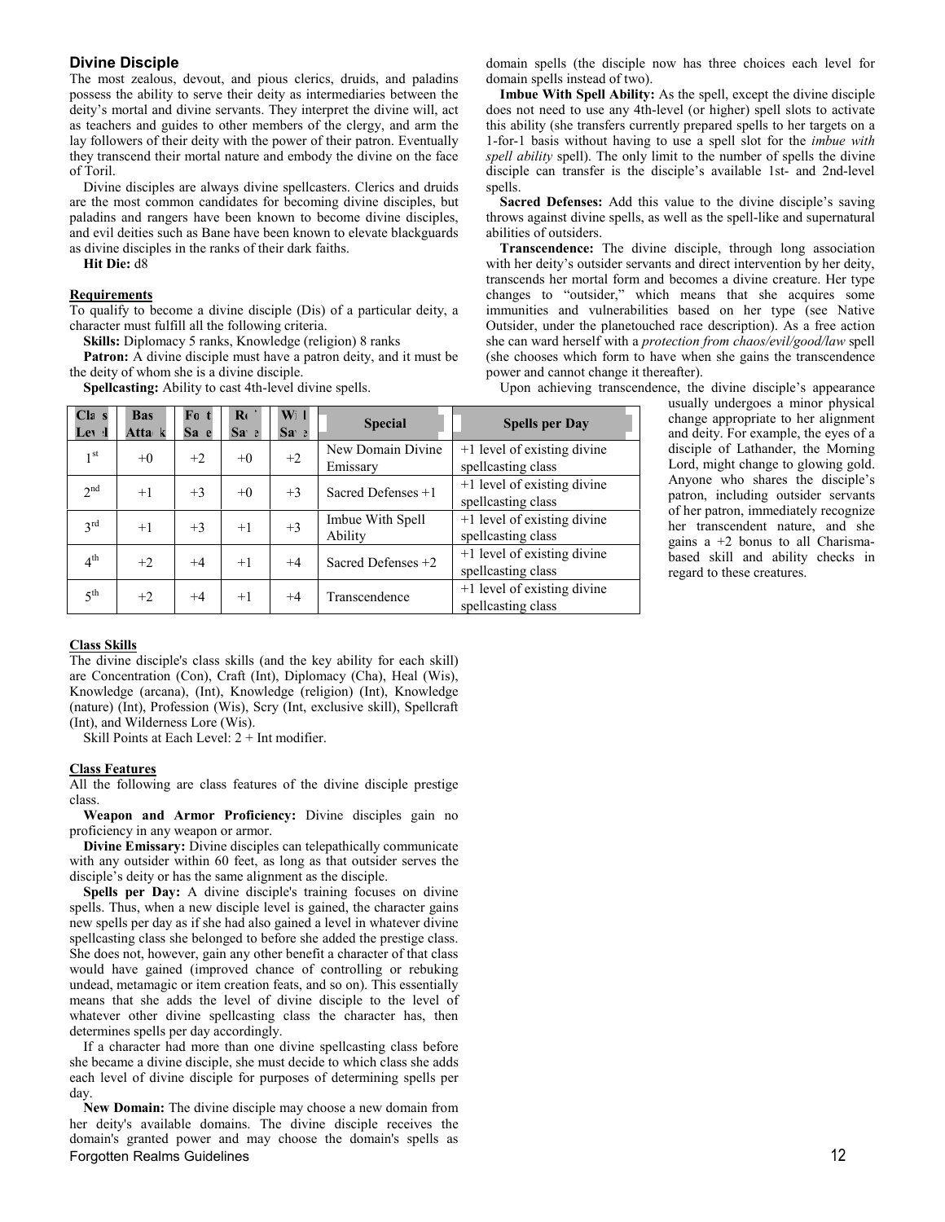## Divine Disciple

The most zealous, devout, and pious clerics, druids, and paladins possess the ability to serve their deity as intermediaries between the deity's mortal and divine servants. They interpret the divine will, act as teachers and guides to other members of the clergy, and arm the lay followers of their deity with the power of their patron. Eventually they transcend their mortal nature and embody the divine on the face of Toril.

Divine disciples are always divine spellcasters. Clerics and druids are the most common candidates for becoming divine disciples, but paladins and rangers have been known to become divine disciples, and evil deities such as Bane have been known to elevate blackguards as divine disciples in the ranks of their dark faiths.

**Hit Die:** d8

### Requirements

To qualify to become a divine disciple (Dis) of a particular deity, a character must fulfill all the following criteria.

**Skills:** Diplomacy 5 ranks, Knowledge (religion) 8 ranks

**Patron:** A divine disciple must have a patron deity, and it must be the deity of whom she is a divine disciple.

**Spellcasting:** Ability to cast 4th-level divine spells.

| Class Level | Base Attack | Fort Save | Ref Save | Will Save | Special | Spells per Day |
|---|---|---|---|---|---|---|
| 1st | +0 | +2 | +0 | +2 | New Domain Divine Emissary | +1 level of existing divine spellcasting class |
| 2nd | +1 | +3 | +0 | +3 | Sacred Defenses +1 | +1 level of existing divine spellcasting class |
| 3rd | +1 | +3 | +1 | +3 | Imbue With Spell Ability | +1 level of existing divine spellcasting class |
| 4th | +2 | +4 | +1 | +4 | Sacred Defenses +2 | +1 level of existing divine spellcasting class |
| 5th | +2 | +4 | +1 | +4 | Transcendence | +1 level of existing divine spellcasting class |

### Class Skills

The divine disciple's class skills (and the key ability for each skill) are Concentration (Con), Craft (Int), Diplomacy (Cha), Heal (Wis), Knowledge (arcana), (Int), Knowledge (religion) (Int), Knowledge (nature) (Int), Profession (Wis), Scry (Int, exclusive skill), Spellcraft (Int), and Wilderness Lore (Wis).

Skill Points at Each Level: 2 + Int modifier.

### Class Features

All the following are class features of the divine disciple prestige class.

**Weapon and Armor Proficiency:** Divine disciples gain no proficiency in any weapon or armor.

**Divine Emissary:** Divine disciples can telepathically communicate with any outsider within 60 feet, as long as that outsider serves the disciple's deity or has the same alignment as the disciple.

**Spells per Day:** A divine disciple's training focuses on divine spells. Thus, when a new disciple level is gained, the character gains new spells per day as if she had also gained a level in whatever divine spellcasting class she belonged to before she added the prestige class. She does not, however, gain any other benefit a character of that class would have gained (improved chance of controlling or rebuking undead, metamagic or item creation feats, and so on). This essentially means that she adds the level of divine disciple to the level of whatever other divine spellcasting class the character has, then determines spells per day accordingly.

If a character had more than one divine spellcasting class before she became a divine disciple, she must decide to which class she adds each level of divine disciple for purposes of determining spells per day.

**New Domain:** The divine disciple may choose a new domain from her deity's available domains. The divine disciple receives the domain's granted power and may choose the domain's spells as domain spells (the disciple now has three choices each level for domain spells instead of two).

**Imbue With Spell Ability:** As the spell, except the divine disciple does not need to use any 4th-level (or higher) spell slots to activate this ability (she transfers currently prepared spells to her targets on a 1-for-1 basis without having to use a spell slot for the *imbue with spell ability* spell). The only limit to the number of spells the divine disciple can transfer is the disciple's available 1st- and 2nd-level spells.

**Sacred Defenses:** Add this value to the divine disciple's saving throws against divine spells, as well as the spell-like and supernatural abilities of outsiders.

**Transcendence:** The divine disciple, through long association with her deity's outsider servants and direct intervention by her deity, transcends her mortal form and becomes a divine creature. Her type changes to "outsider," which means that she acquires some immunities and vulnerabilities based on her type (see Native Outsider, under the planetouched race description). As a free action she can ward herself with a *protection from chaos/evil/good/law* spell (she chooses which form to have when she gains the transcendence power and cannot change it thereafter).

Upon achieving transcendence, the divine disciple's appearance usually undergoes a minor physical change appropriate to her alignment and deity. For example, the eyes of a disciple of Lathander, the Morning Lord, might change to glowing gold. Anyone who shares the disciple's patron, including outsider servants of her patron, immediately recognize her transcendent nature, and she gains a +2 bonus to all Charisma-based skill and ability checks in regard to these creatures.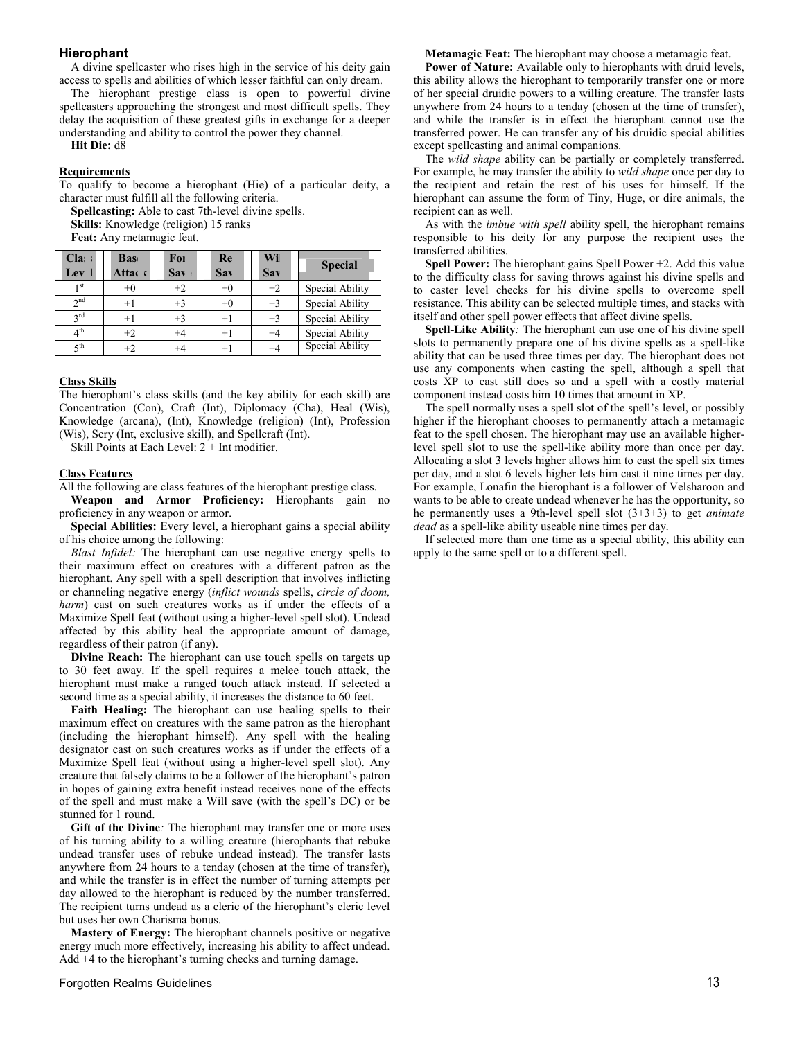## Hierophant

A divine spellcaster who rises high in the service of his deity gain access to spells and abilities of which lesser faithful can only dream.

The hierophant prestige class is open to powerful divine spellcasters approaching the strongest and most difficult spells. They delay the acquisition of these greatest gifts in exchange for a deeper understanding and ability to control the power they channel.

**Hit Die:** d8

### Requirements

To qualify to become a hierophant (Hie) of a particular deity, a character must fulfill all the following criteria.

**Spellcasting:** Able to cast 7th-level divine spells.

**Skills:** Knowledge (religion) 15 ranks

**Feat:** Any metamagic feat.

| Class Level | Base Attack | Fort Save | Ref Save | Will Save | Special |
|---|---|---|---|---|---|
| 1st | +0 | +2 | +0 | +2 | Special Ability |
| 2nd | +1 | +3 | +0 | +3 | Special Ability |
| 3rd | +1 | +3 | +1 | +3 | Special Ability |
| 4th | +2 | +4 | +1 | +4 | Special Ability |
| 5th | +2 | +4 | +1 | +4 | Special Ability |

### Class Skills

The hierophant's class skills (and the key ability for each skill) are Concentration (Con), Craft (Int), Diplomacy (Cha), Heal (Wis), Knowledge (arcana), (Int), Knowledge (religion) (Int), Profession (Wis), Scry (Int, exclusive skill), and Spellcraft (Int).

Skill Points at Each Level: 2 + Int modifier.

### Class Features

All the following are class features of the hierophant prestige class.

**Weapon and Armor Proficiency:** Hierophants gain no proficiency in any weapon or armor.

**Special Abilities:** Every level, a hierophant gains a special ability of his choice among the following:

*Blast Infidel:* The hierophant can use negative energy spells to their maximum effect on creatures with a different patron as the hierophant. Any spell with a spell description that involves inflicting or channeling negative energy (*inflict wounds* spells, *circle of doom, harm*) cast on such creatures works as if under the effects of a Maximize Spell feat (without using a higher-level spell slot). Undead affected by this ability heal the appropriate amount of damage, regardless of their patron (if any).

**Divine Reach:** The hierophant can use touch spells on targets up to 30 feet away. If the spell requires a melee touch attack, the hierophant must make a ranged touch attack instead. If selected a second time as a special ability, it increases the distance to 60 feet.

**Faith Healing:** The hierophant can use healing spells to their maximum effect on creatures with the same patron as the hierophant (including the hierophant himself). Any spell with the healing designator cast on such creatures works as if under the effects of a Maximize Spell feat (without using a higher-level spell slot). Any creature that falsely claims to be a follower of the hierophant's patron in hopes of gaining extra benefit instead receives none of the effects of the spell and must make a Will save (with the spell's DC) or be stunned for 1 round.

**Gift of the Divine***:* The hierophant may transfer one or more uses of his turning ability to a willing creature (hierophants that rebuke undead transfer uses of rebuke undead instead). The transfer lasts anywhere from 24 hours to a tenday (chosen at the time of transfer), and while the transfer is in effect the number of turning attempts per day allowed to the hierophant is reduced by the number transferred. The recipient turns undead as a cleric of the hierophant's cleric level but uses her own Charisma bonus.

**Mastery of Energy:** The hierophant channels positive or negative energy much more effectively, increasing his ability to affect undead. Add +4 to the hierophant's turning checks and turning damage.

**Metamagic Feat:** The hierophant may choose a metamagic feat.

**Power of Nature:** Available only to hierophants with druid levels, this ability allows the hierophant to temporarily transfer one or more of her special druidic powers to a willing creature. The transfer lasts anywhere from 24 hours to a tenday (chosen at the time of transfer), and while the transfer is in effect the hierophant cannot use the transferred power. He can transfer any of his druidic special abilities except spellcasting and animal companions.

The *wild shape* ability can be partially or completely transferred. For example, he may transfer the ability to *wild shape* once per day to the recipient and retain the rest of his uses for himself. If the hierophant can assume the form of Tiny, Huge, or dire animals, the recipient can as well.

As with the *imbue with spell* ability spell, the hierophant remains responsible to his deity for any purpose the recipient uses the transferred abilities.

**Spell Power:** The hierophant gains Spell Power +2. Add this value to the difficulty class for saving throws against his divine spells and to caster level checks for his divine spells to overcome spell resistance. This ability can be selected multiple times, and stacks with itself and other spell power effects that affect divine spells.

**Spell-Like Ability***:* The hierophant can use one of his divine spell slots to permanently prepare one of his divine spells as a spell-like ability that can be used three times per day. The hierophant does not use any components when casting the spell, although a spell that costs XP to cast still does so and a spell with a costly material component instead costs him 10 times that amount in XP.

The spell normally uses a spell slot of the spell's level, or possibly higher if the hierophant chooses to permanently attach a metamagic feat to the spell chosen. The hierophant may use an available higher-level spell slot to use the spell-like ability more than once per day. Allocating a slot 3 levels higher allows him to cast the spell six times per day, and a slot 6 levels higher lets him cast it nine times per day. For example, Lonafin the hierophant is a follower of Velsharoon and wants to be able to create undead whenever he has the opportunity, so he permanently uses a 9th-level spell slot (3+3+3) to get *animate dead* as a spell-like ability useable nine times per day.

If selected more than one time as a special ability, this ability can apply to the same spell or to a different spell.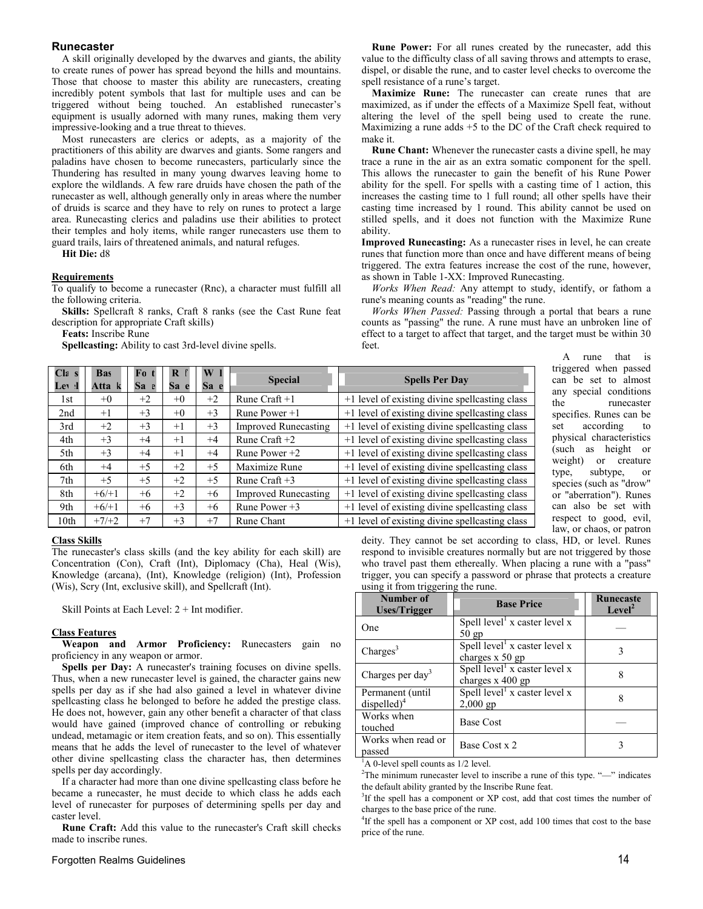## Runecaster

A skill originally developed by the dwarves and giants, the ability to create runes of power has spread beyond the hills and mountains. Those that choose to master this ability are runecasters, creating incredibly potent symbols that last for multiple uses and can be triggered without being touched. An established runecaster's equipment is usually adorned with many runes, making them very impressive-looking and a true threat to thieves.

Most runecasters are clerics or adepts, as a majority of the practitioners of this ability are dwarves and giants. Some rangers and paladins have chosen to become runecasters, particularly since the Thundering has resulted in many young dwarves leaving home to explore the wildlands. A few rare druids have chosen the path of the runecaster as well, although generally only in areas where the number of druids is scarce and they have to rely on runes to protect a large area. Runecasting clerics and paladins use their abilities to protect their temples and holy items, while ranger runecasters use them to guard trails, lairs of threatened animals, and natural refuges.

**Hit Die:** d8

### Requirements

To qualify to become a runecaster (Rnc), a character must fulfill all the following criteria.

**Skills:** Spellcraft 8 ranks, Craft 8 ranks (see the Cast Rune feat description for appropriate Craft skills)

**Feats:** Inscribe Rune

**Spellcasting:** Ability to cast 3rd-level divine spells.

| Class Level | Base Attack | Fort Save | Ref Save | Will Save | Special | Spells Per Day |
|---|---|---|---|---|---|---|
| 1st | +0 | +2 | +0 | +2 | Rune Craft +1 | +1 level of existing divine spellcasting class |
| 2nd | +1 | +3 | +0 | +3 | Rune Power +1 | +1 level of existing divine spellcasting class |
| 3rd | +2 | +3 | +1 | +3 | Improved Runecasting | +1 level of existing divine spellcasting class |
| 4th | +3 | +4 | +1 | +4 | Rune Craft +2 | +1 level of existing divine spellcasting class |
| 5th | +3 | +4 | +1 | +4 | Rune Power +2 | +1 level of existing divine spellcasting class |
| 6th | +4 | +5 | +2 | +5 | Maximize Rune | +1 level of existing divine spellcasting class |
| 7th | +5 | +5 | +2 | +5 | Rune Craft +3 | +1 level of existing divine spellcasting class |
| 8th | +6/+1 | +6 | +2 | +6 | Improved Runecasting | +1 level of existing divine spellcasting class |
| 9th | +6/+1 | +6 | +3 | +6 | Rune Power +3 | +1 level of existing divine spellcasting class |
| 10th | +7/+2 | +7 | +3 | +7 | Rune Chant | +1 level of existing divine spellcasting class |

### Class Skills

The runecaster's class skills (and the key ability for each skill) are Concentration (Con), Craft (Int), Diplomacy (Cha), Heal (Wis), Knowledge (arcana), (Int), Knowledge (religion) (Int), Profession (Wis), Scry (Int, exclusive skill), and Spellcraft (Int).

Skill Points at Each Level: 2 + Int modifier.

### Class Features

**Weapon and Armor Proficiency:** Runecasters gain no proficiency in any weapon or armor.

**Spells per Day:** A runecaster's training focuses on divine spells. Thus, when a new runecaster level is gained, the character gains new spells per day as if she had also gained a level in whatever divine spellcasting class he belonged to before he added the prestige class. He does not, however, gain any other benefit a character of that class would have gained (improved chance of controlling or rebuking undead, metamagic or item creation feats, and so on). This essentially means that he adds the level of runecaster to the level of whatever other divine spellcasting class the character has, then determines spells per day accordingly.

If a character had more than one divine spellcasting class before he became a runecaster, he must decide to which class he adds each level of runecaster for purposes of determining spells per day and caster level.

**Rune Craft:** Add this value to the runecaster's Craft skill checks made to inscribe runes.

**Rune Power:** For all runes created by the runecaster, add this value to the difficulty class of all saving throws and attempts to erase, dispel, or disable the rune, and to caster level checks to overcome the spell resistance of a rune's target.

**Maximize Rune:** The runecaster can create runes that are maximized, as if under the effects of a Maximize Spell feat, without altering the level of the spell being used to create the rune. Maximizing a rune adds +5 to the DC of the Craft check required to make it.

**Rune Chant:** Whenever the runecaster casts a divine spell, he may trace a rune in the air as an extra somatic component for the spell. This allows the runecaster to gain the benefit of his Rune Power ability for the spell. For spells with a casting time of 1 action, this increases the casting time to 1 full round; all other spells have their casting time increased by 1 round. This ability cannot be used on stilled spells, and it does not function with the Maximize Rune ability.

**Improved Runecasting:** As a runecaster rises in level, he can create runes that function more than once and have different means of being triggered. The extra features increase the cost of the rune, however, as shown in Table 1-XX: Improved Runecasting.

*Works When Read:* Any attempt to study, identify, or fathom a rune's meaning counts as "reading" the rune.

*Works When Passed:* Passing through a portal that bears a rune counts as "passing" the rune. A rune must have an unbroken line of effect to a target to affect that target, and the target must be within 30 feet.

A rune that is triggered when passed can be set to almost any special conditions the runecaster specifies. Runes can be set according to physical characteristics (such as height or weight) or creature type, subtype, or species (such as "drow" or "aberration"). Runes can also be set with respect to good, evil, law, or chaos, or patron deity. They cannot be set according to class, HD, or level. Runes respond to invisible creatures normally but are not triggered by those who travel past them ethereally. When placing a rune with a "pass" trigger, you can specify a password or phrase that protects a creature using it from triggering the rune.

| Number of Uses/Trigger | Base Price | Runecaster Level[2] |
|---|---|---|
| One | Spell level[1] x caster level x 50 gp | — |
| Charges[3] | Spell level[1] x caster level x charges x 50 gp | 3 |
| Charges per day[3] | Spell level[1] x caster level x charges x 400 gp | 8 |
| Permanent (until dispelled)[4] | Spell level[1] x caster level x 2,000 gp | 8 |
| Works when touched | Base Cost | — |
| Works when read or passed | Base Cost x 2 | 3 |

[1]A 0-level spell counts as 1/2 level.

[2]The minimum runecaster level to inscribe a rune of this type. "—" indicates the default ability granted by the Inscribe Rune feat.

[3]If the spell has a component or XP cost, add that cost times the number of charges to the base price of the rune.

[4]If the spell has a component or XP cost, add 100 times that cost to the base price of the rune.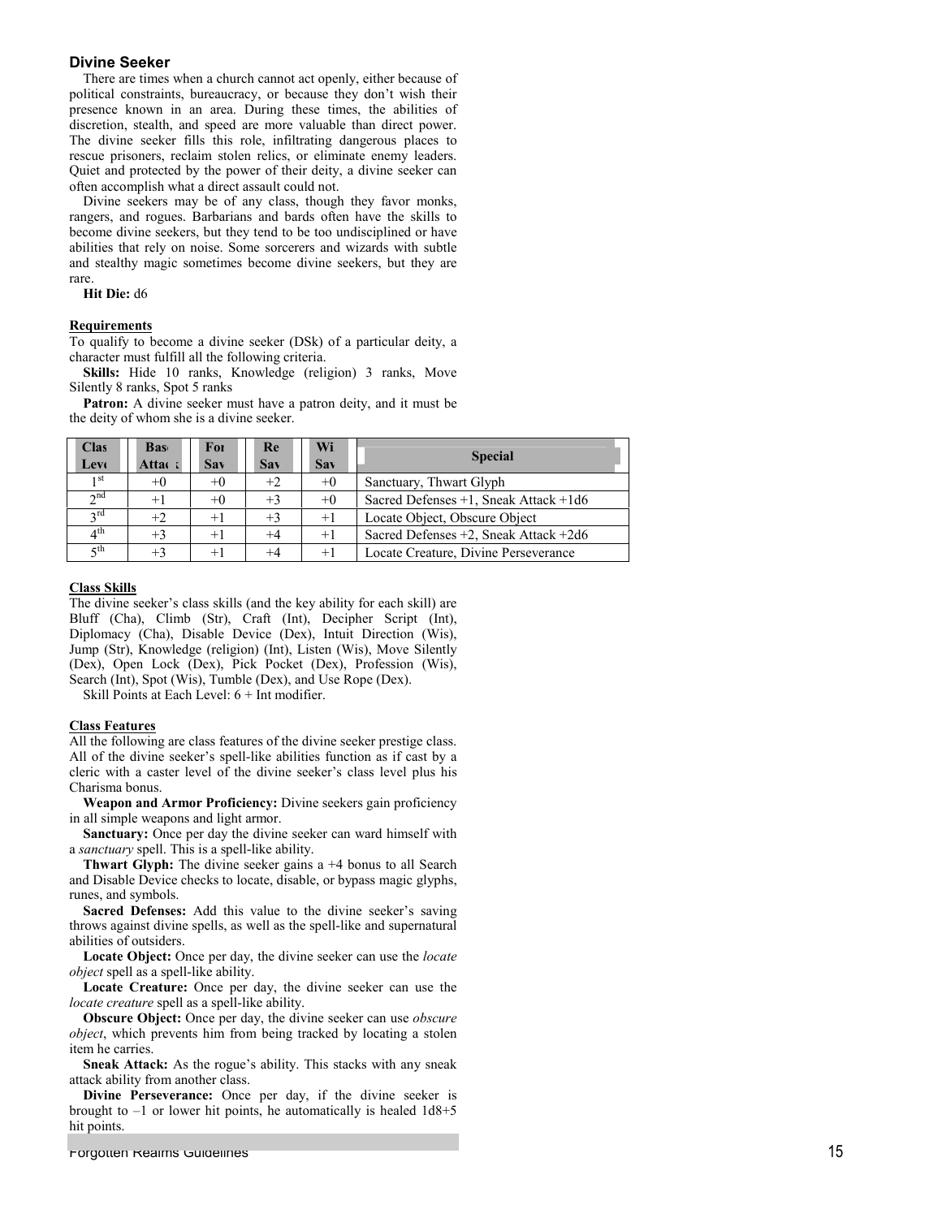### Divine Seeker

There are times when a church cannot act openly, either because of political constraints, bureaucracy, or because they don't wish their presence known in an area. During these times, the abilities of discretion, stealth, and speed are more valuable than direct power. The divine seeker fills this role, infiltrating dangerous places to rescue prisoners, reclaim stolen relics, or eliminate enemy leaders. Quiet and protected by the power of their deity, a divine seeker can often accomplish what a direct assault could not.

Divine seekers may be of any class, though they favor monks, rangers, and rogues. Barbarians and bards often have the skills to become divine seekers, but they tend to be too undisciplined or have abilities that rely on noise. Some sorcerers and wizards with subtle and stealthy magic sometimes become divine seekers, but they are rare.

**Hit Die:** d6

**Requirements**

To qualify to become a divine seeker (DSk) of a particular deity, a character must fulfill all the following criteria.

**Skills:** Hide 10 ranks, Knowledge (religion) 3 ranks, Move Silently 8 ranks, Spot 5 ranks

**Patron:** A divine seeker must have a patron deity, and it must be the deity of whom she is a divine seeker.

| Class Level | Base Attack | Fort Save | Ref Save | Will Save | Special |
|---|---|---|---|---|---|
| 1st | +0 | +0 | +2 | +0 | Sanctuary, Thwart Glyph |
| 2nd | +1 | +0 | +3 | +0 | Sacred Defenses +1, Sneak Attack +1d6 |
| 3rd | +2 | +1 | +3 | +1 | Locate Object, Obscure Object |
| 4th | +3 | +1 | +4 | +1 | Sacred Defenses +2, Sneak Attack +2d6 |
| 5th | +3 | +1 | +4 | +1 | Locate Creature, Divine Perseverance |

**Class Skills**

The divine seeker's class skills (and the key ability for each skill) are Bluff (Cha), Climb (Str), Craft (Int), Decipher Script (Int), Diplomacy (Cha), Disable Device (Dex), Intuit Direction (Wis), Jump (Str), Knowledge (religion) (Int), Listen (Wis), Move Silently (Dex), Open Lock (Dex), Pick Pocket (Dex), Profession (Wis), Search (Int), Spot (Wis), Tumble (Dex), and Use Rope (Dex).

Skill Points at Each Level: 6 + Int modifier.

**Class Features**

All the following are class features of the divine seeker prestige class. All of the divine seeker's spell-like abilities function as if cast by a cleric with a caster level of the divine seeker's class level plus his Charisma bonus.

**Weapon and Armor Proficiency:** Divine seekers gain proficiency in all simple weapons and light armor.

**Sanctuary:** Once per day the divine seeker can ward himself with a *sanctuary* spell. This is a spell-like ability.

**Thwart Glyph:** The divine seeker gains a +4 bonus to all Search and Disable Device checks to locate, disable, or bypass magic glyphs, runes, and symbols.

**Sacred Defenses:** Add this value to the divine seeker's saving throws against divine spells, as well as the spell-like and supernatural abilities of outsiders.

**Locate Object:** Once per day, the divine seeker can use the *locate object* spell as a spell-like ability.

**Locate Creature:** Once per day, the divine seeker can use the *locate creature* spell as a spell-like ability.

**Obscure Object:** Once per day, the divine seeker can use *obscure object*, which prevents him from being tracked by locating a stolen item he carries.

**Sneak Attack:** As the rogue's ability. This stacks with any sneak attack ability from another class.

**Divine Perseverance:** Once per day, if the divine seeker is brought to –1 or lower hit points, he automatically is healed 1d8+5 hit points.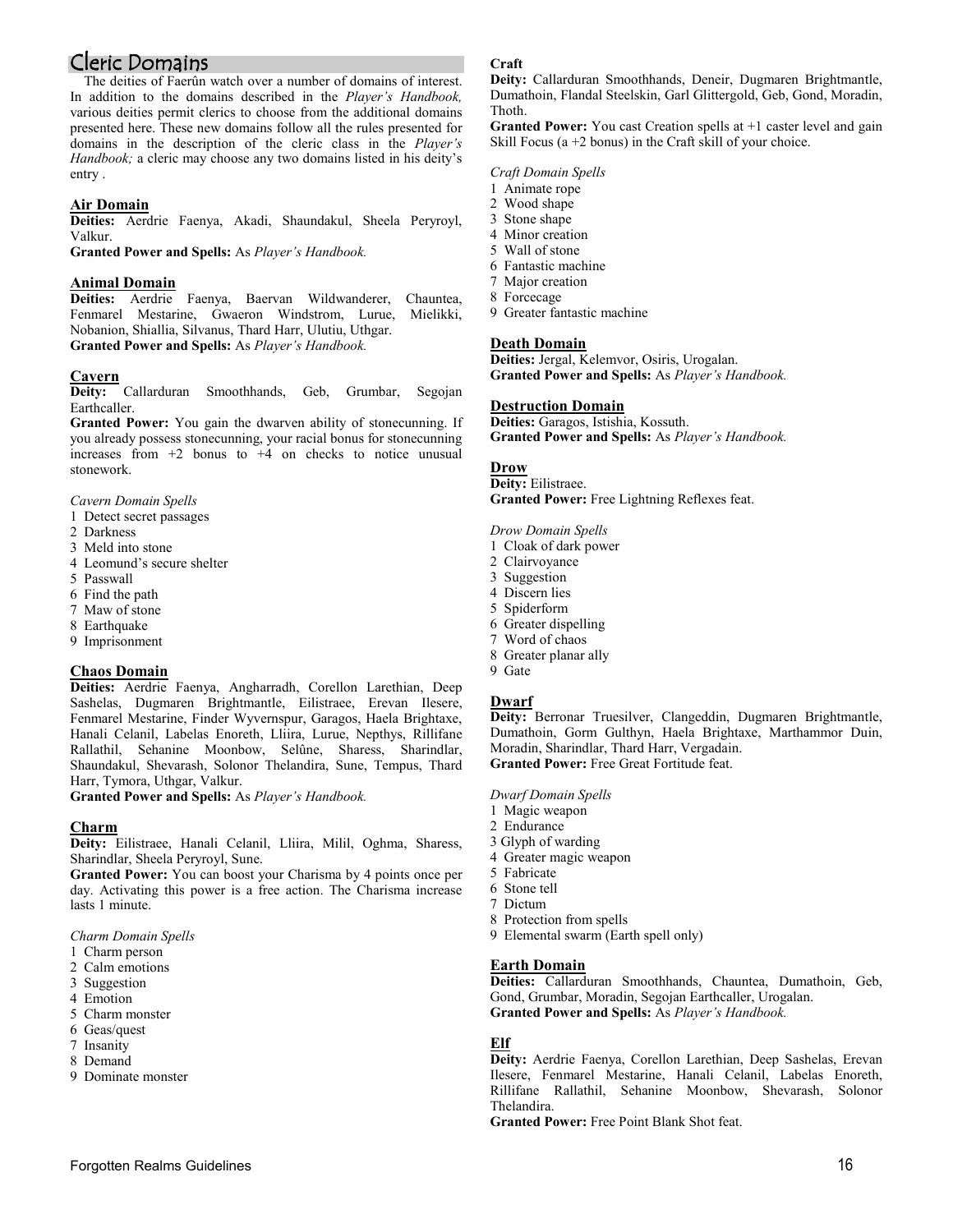# Cleric Domains

The deities of Faerûn watch over a number of domains of interest. In addition to the domains described in the *Player's Handbook,* various deities permit clerics to choose from the additional domains presented here. These new domains follow all the rules presented for domains in the description of the cleric class in the *Player's Handbook;* a cleric may choose any two domains listed in his deity's entry .

## Air Domain

**Deities:** Aerdrie Faenya, Akadi, Shaundakul, Sheela Peryroyl, Valkur.
**Granted Power and Spells:** As *Player's Handbook.*

## Animal Domain

**Deities:** Aerdrie Faenya, Baervan Wildwanderer, Chauntea, Fenmarel Mestarine, Gwaeron Windstrom, Lurue, Mielikki, Nobanion, Shiallia, Silvanus, Thard Harr, Ulutiu, Uthgar.
**Granted Power and Spells:** As *Player's Handbook.*

## Cavern

**Deity:** Callarduran Smoothhands, Geb, Grumbar, Segojan Earthcaller.
**Granted Power:** You gain the dwarven ability of stonecunning. If you already possess stonecunning, your racial bonus for stonecunning increases from +2 bonus to +4 on checks to notice unusual stonework.

*Cavern Domain Spells*

1 Detect secret passages
2 Darkness
3 Meld into stone
4 Leomund's secure shelter
5 Passwall
6 Find the path
7 Maw of stone
8 Earthquake
9 Imprisonment

## Chaos Domain

**Deities:** Aerdrie Faenya, Angharradh, Corellon Larethian, Deep Sashelas, Dugmaren Brightmantle, Eilistraee, Erevan Ilesere, Fenmarel Mestarine, Finder Wyvernspur, Garagos, Haela Brightaxe, Hanali Celanil, Labelas Enoreth, Lliira, Lurue, Nepthys, Rillifane Rallathil, Sehanine Moonbow, Selûne, Sharess, Sharindlar, Shaundakul, Shevarash, Solonor Thelandira, Sune, Tempus, Thard Harr, Tymora, Uthgar, Valkur.
**Granted Power and Spells:** As *Player's Handbook.*

## Charm

**Deity:** Eilistraee, Hanali Celanil, Lliira, Milil, Oghma, Sharess, Sharindlar, Sheela Peryroyl, Sune.
**Granted Power:** You can boost your Charisma by 4 points once per day. Activating this power is a free action. The Charisma increase lasts 1 minute.

*Charm Domain Spells*

1 Charm person
2 Calm emotions
3 Suggestion
4 Emotion
5 Charm monster
6 Geas/quest
7 Insanity
8 Demand
9 Dominate monster

## Craft

**Deity:** Callarduran Smoothhands, Deneir, Dugmaren Brightmantle, Dumathoin, Flandal Steelskin, Garl Glittergold, Geb, Gond, Moradin, Thoth.
**Granted Power:** You cast Creation spells at +1 caster level and gain Skill Focus (a +2 bonus) in the Craft skill of your choice.

*Craft Domain Spells*

1 Animate rope
2 Wood shape
3 Stone shape
4 Minor creation
5 Wall of stone
6 Fantastic machine
7 Major creation
8 Forcecage
9 Greater fantastic machine

## Death Domain

**Deities:** Jergal, Kelemvor, Osiris, Urogalan.
**Granted Power and Spells:** As *Player's Handbook.*

## Destruction Domain

**Deities:** Garagos, Istishia, Kossuth.
**Granted Power and Spells:** As *Player's Handbook.*

## Drow

**Deity:** Eilistraee.
**Granted Power:** Free Lightning Reflexes feat.

*Drow Domain Spells*

1 Cloak of dark power
2 Clairvoyance
3 Suggestion
4 Discern lies
5 Spiderform
6 Greater dispelling
7 Word of chaos
8 Greater planar ally
9 Gate

## Dwarf

**Deity:** Berronar Truesilver, Clangeddin, Dugmaren Brightmantle, Dumathoin, Gorm Gulthyn, Haela Brightaxe, Marthammor Duin, Moradin, Sharindlar, Thard Harr, Vergadain.
**Granted Power:** Free Great Fortitude feat.

*Dwarf Domain Spells*

1 Magic weapon
2 Endurance
3 Glyph of warding
4 Greater magic weapon
5 Fabricate
6 Stone tell
7 Dictum
8 Protection from spells
9 Elemental swarm (Earth spell only)

## Earth Domain

**Deities:** Callarduran Smoothhands, Chauntea, Dumathoin, Geb, Gond, Grumbar, Moradin, Segojan Earthcaller, Urogalan.
**Granted Power and Spells:** As *Player's Handbook.*

## Elf

**Deity:** Aerdrie Faenya, Corellon Larethian, Deep Sashelas, Erevan Ilesere, Fenmarel Mestarine, Hanali Celanil, Labelas Enoreth, Rillifane Rallathil, Sehanine Moonbow, Shevarash, Solonor Thelandira.
**Granted Power:** Free Point Blank Shot feat.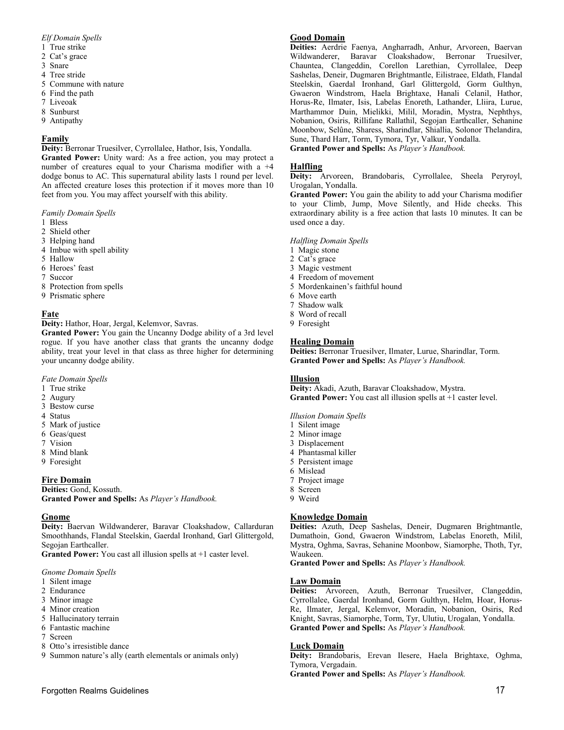*Elf Domain Spells*
1 True strike
2 Cat's grace
3 Snare
4 Tree stride
5 Commune with nature
6 Find the path
7 Liveoak
8 Sunburst
9 Antipathy

## Family

**Deity:** Berronar Truesilver, Cyrrollalee, Hathor, Isis, Yondalla.
**Granted Power:** Unity ward: As a free action, you may protect a number of creatures equal to your Charisma modifier with a +4 dodge bonus to AC. This supernatural ability lasts 1 round per level. An affected creature loses this protection if it moves more than 10 feet from you. You may affect yourself with this ability.

*Family Domain Spells*
1 Bless
2 Shield other
3 Helping hand
4 Imbue with spell ability
5 Hallow
6 Heroes' feast
7 Succor
8 Protection from spells
9 Prismatic sphere

## Fate

**Deity:** Hathor, Hoar, Jergal, Kelemvor, Savras.
**Granted Power:** You gain the Uncanny Dodge ability of a 3rd level rogue. If you have another class that grants the uncanny dodge ability, treat your level in that class as three higher for determining your uncanny dodge ability.

*Fate Domain Spells*
1 True strike
2 Augury
3 Bestow curse
4 Status
5 Mark of justice
6 Geas/quest
7 Vision
8 Mind blank
9 Foresight

## Fire Domain

**Deities:** Gond, Kossuth.
**Granted Power and Spells:** As *Player's Handbook.*

## Gnome

**Deity:** Baervan Wildwanderer, Baravar Cloakshadow, Callarduran Smoothhands, Flandal Steelskin, Gaerdal Ironhand, Garl Glittergold, Segojan Earthcaller.
**Granted Power:** You cast all illusion spells at +1 caster level.

*Gnome Domain Spells*
1 Silent image
2 Endurance
3 Minor image
4 Minor creation
5 Hallucinatory terrain
6 Fantastic machine
7 Screen
8 Otto's irresistible dance
9 Summon nature's ally (earth elementals or animals only)

## Good Domain

**Deities:** Aerdrie Faenya, Angharradh, Anhur, Arvoreen, Baervan Wildwanderer, Baravar Cloakshadow, Berronar Truesilver, Chauntea, Clangeddin, Corellon Larethian, Cyrrollalee, Deep Sashelas, Deneir, Dugmaren Brightmantle, Eilistraee, Eldath, Flandal Steelskin, Gaerdal Ironhand, Garl Glittergold, Gorm Gulthyn, Gwaeron Windstrom, Haela Brightaxe, Hanali Celanil, Hathor, Horus-Re, Ilmater, Isis, Labelas Enoreth, Lathander, Lliira, Lurue, Marthammor Duin, Mielikki, Milil, Moradin, Mystra, Nephthys, Nobanion, Osiris, Rillifane Rallathil, Segojan Earthcaller, Sehanine Moonbow, Selûne, Sharess, Sharindlar, Shiallia, Solonor Thelandira, Sune, Thard Harr, Torm, Tymora, Tyr, Valkur, Yondalla.
**Granted Power and Spells:** As *Player's Handbook.*

## Halfling

**Deity:** Arvoreen, Brandobaris, Cyrrollalee, Sheela Peryroyl, Urogalan, Yondalla.
**Granted Power:** You gain the ability to add your Charisma modifier to your Climb, Jump, Move Silently, and Hide checks. This extraordinary ability is a free action that lasts 10 minutes. It can be used once a day.

*Halfling Domain Spells*
1 Magic stone
2 Cat's grace
3 Magic vestment
4 Freedom of movement
5 Mordenkainen's faithful hound
6 Move earth
7 Shadow walk
8 Word of recall
9 Foresight

## Healing Domain

**Deities:** Berronar Truesilver, Ilmater, Lurue, Sharindlar, Torm.
**Granted Power and Spells:** As *Player's Handbook.*

## Illusion

**Deity:** Akadi, Azuth, Baravar Cloakshadow, Mystra.
**Granted Power:** You cast all illusion spells at +1 caster level.

*Illusion Domain Spells*
1 Silent image
2 Minor image
3 Displacement
4 Phantasmal killer
5 Persistent image
6 Mislead
7 Project image
8 Screen
9 Weird

## Knowledge Domain

**Deities:** Azuth, Deep Sashelas, Deneir, Dugmaren Brightmantle, Dumathoin, Gond, Gwaeron Windstrom, Labelas Enoreth, Milil, Mystra, Oghma, Savras, Sehanine Moonbow, Siamorphe, Thoth, Tyr, Waukeen.
**Granted Power and Spells:** As *Player's Handbook.*

## Law Domain

**Deities:** Arvoreen, Azuth, Berronar Truesilver, Clangeddin, Cyrrollalee, Gaerdal Ironhand, Gorm Gulthyn, Helm, Hoar, Horus-Re, Ilmater, Jergal, Kelemvor, Moradin, Nobanion, Osiris, Red Knight, Savras, Siamorphe, Torm, Tyr, Ulutiu, Urogalan, Yondalla.
**Granted Power and Spells:** As *Player's Handbook.*

## Luck Domain

**Deity:** Brandobaris, Erevan Ilesere, Haela Brightaxe, Oghma, Tymora, Vergadain.
**Granted Power and Spells:** As *Player's Handbook.*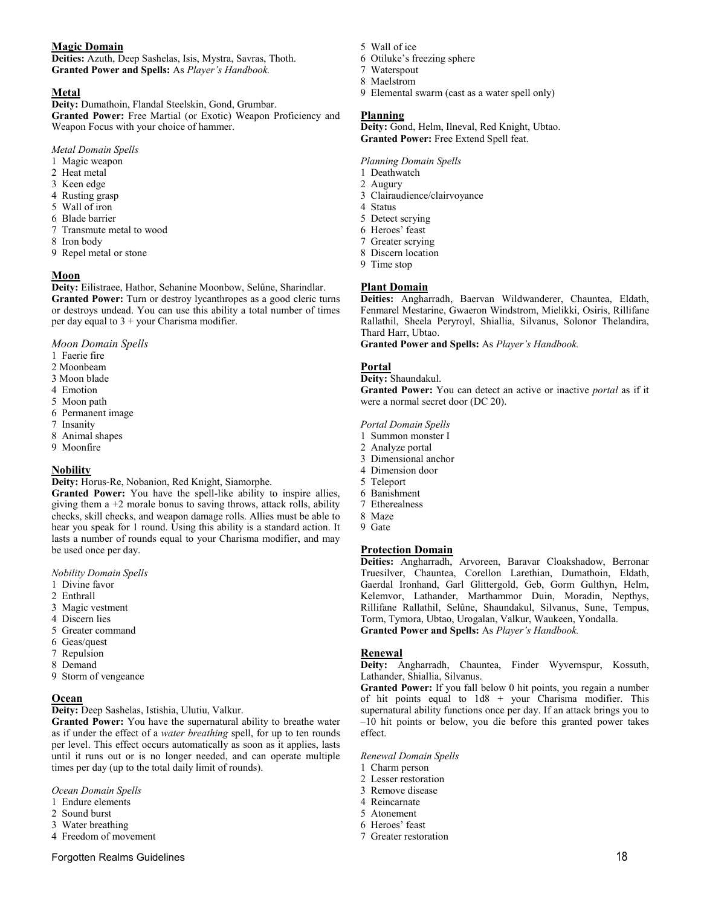### Magic Domain

**Deities:** Azuth, Deep Sashelas, Isis, Mystra, Savras, Thoth.
**Granted Power and Spells:** As *Player's Handbook.*

### Metal

**Deity:** Dumathoin, Flandal Steelskin, Gond, Grumbar.
**Granted Power:** Free Martial (or Exotic) Weapon Proficiency and Weapon Focus with your choice of hammer.

*Metal Domain Spells*
1 Magic weapon
2 Heat metal
3 Keen edge
4 Rusting grasp
5 Wall of iron
6 Blade barrier
7 Transmute metal to wood
8 Iron body
9 Repel metal or stone

### Moon

**Deity:** Eilistraee, Hathor, Sehanine Moonbow, Selûne, Sharindlar.
**Granted Power:** Turn or destroy lycanthropes as a good cleric turns or destroys undead. You can use this ability a total number of times per day equal to 3 + your Charisma modifier.

*Moon Domain Spells*
1 Faerie fire
2 Moonbeam
3 Moon blade
4 Emotion
5 Moon path
6 Permanent image
7 Insanity
8 Animal shapes
9 Moonfire

### Nobility

**Deity:** Horus-Re, Nobanion, Red Knight, Siamorphe.
**Granted Power:** You have the spell-like ability to inspire allies, giving them a +2 morale bonus to saving throws, attack rolls, ability checks, skill checks, and weapon damage rolls. Allies must be able to hear you speak for 1 round. Using this ability is a standard action. It lasts a number of rounds equal to your Charisma modifier, and may be used once per day.

*Nobility Domain Spells*
1 Divine favor
2 Enthrall
3 Magic vestment
4 Discern lies
5 Greater command
6 Geas/quest
7 Repulsion
8 Demand
9 Storm of vengeance

### Ocean

**Deity:** Deep Sashelas, Istishia, Ulutiu, Valkur.
**Granted Power:** You have the supernatural ability to breathe water as if under the effect of a *water breathing* spell, for up to ten rounds per level. This effect occurs automatically as soon as it applies, lasts until it runs out or is no longer needed, and can operate multiple times per day (up to the total daily limit of rounds).

*Ocean Domain Spells*
1 Endure elements
2 Sound burst
3 Water breathing
4 Freedom of movement
5 Wall of ice
6 Otiluke's freezing sphere
7 Waterspout
8 Maelstrom
9 Elemental swarm (cast as a water spell only)

### Planning

**Deity:** Gond, Helm, Ilneval, Red Knight, Ubtao.
**Granted Power:** Free Extend Spell feat.

*Planning Domain Spells*
1 Deathwatch
2 Augury
3 Clairaudience/clairvoyance
4 Status
5 Detect scrying
6 Heroes' feast
7 Greater scrying
8 Discern location
9 Time stop

### Plant Domain

**Deities:** Angharradh, Baervan Wildwanderer, Chauntea, Eldath, Fenmarel Mestarine, Gwaeron Windstrom, Mielikki, Osiris, Rillifane Rallathil, Sheela Peryroyl, Shiallia, Silvanus, Solonor Thelandira, Thard Harr, Ubtao.
**Granted Power and Spells:** As *Player's Handbook.*

### Portal

**Deity:** Shaundakul.
**Granted Power:** You can detect an active or inactive *portal* as if it were a normal secret door (DC 20).

*Portal Domain Spells*
1 Summon monster I
2 Analyze portal
3 Dimensional anchor
4 Dimension door
5 Teleport
6 Banishment
7 Etherealness
8 Maze
9 Gate

### Protection Domain

**Deities:** Angharradh, Arvoreen, Baravar Cloakshadow, Berronar Truesilver, Chauntea, Corellon Larethian, Dumathoin, Eldath, Gaerdal Ironhand, Garl Glittergold, Geb, Gorm Gulthyn, Helm, Kelemvor, Lathander, Marthammor Duin, Moradin, Nepthys, Rillifane Rallathil, Selûne, Shaundakul, Silvanus, Sune, Tempus, Torm, Tymora, Ubtao, Urogalan, Valkur, Waukeen, Yondalla.
**Granted Power and Spells:** As *Player's Handbook.*

### Renewal

**Deity:** Angharradh, Chauntea, Finder Wyvernspur, Kossuth, Lathander, Shiallia, Silvanus.
**Granted Power:** If you fall below 0 hit points, you regain a number of hit points equal to 1d8 + your Charisma modifier. This supernatural ability functions once per day. If an attack brings you to –10 hit points or below, you die before this granted power takes effect.

*Renewal Domain Spells*
1 Charm person
2 Lesser restoration
3 Remove disease
4 Reincarnate
5 Atonement
6 Heroes' feast
7 Greater restoration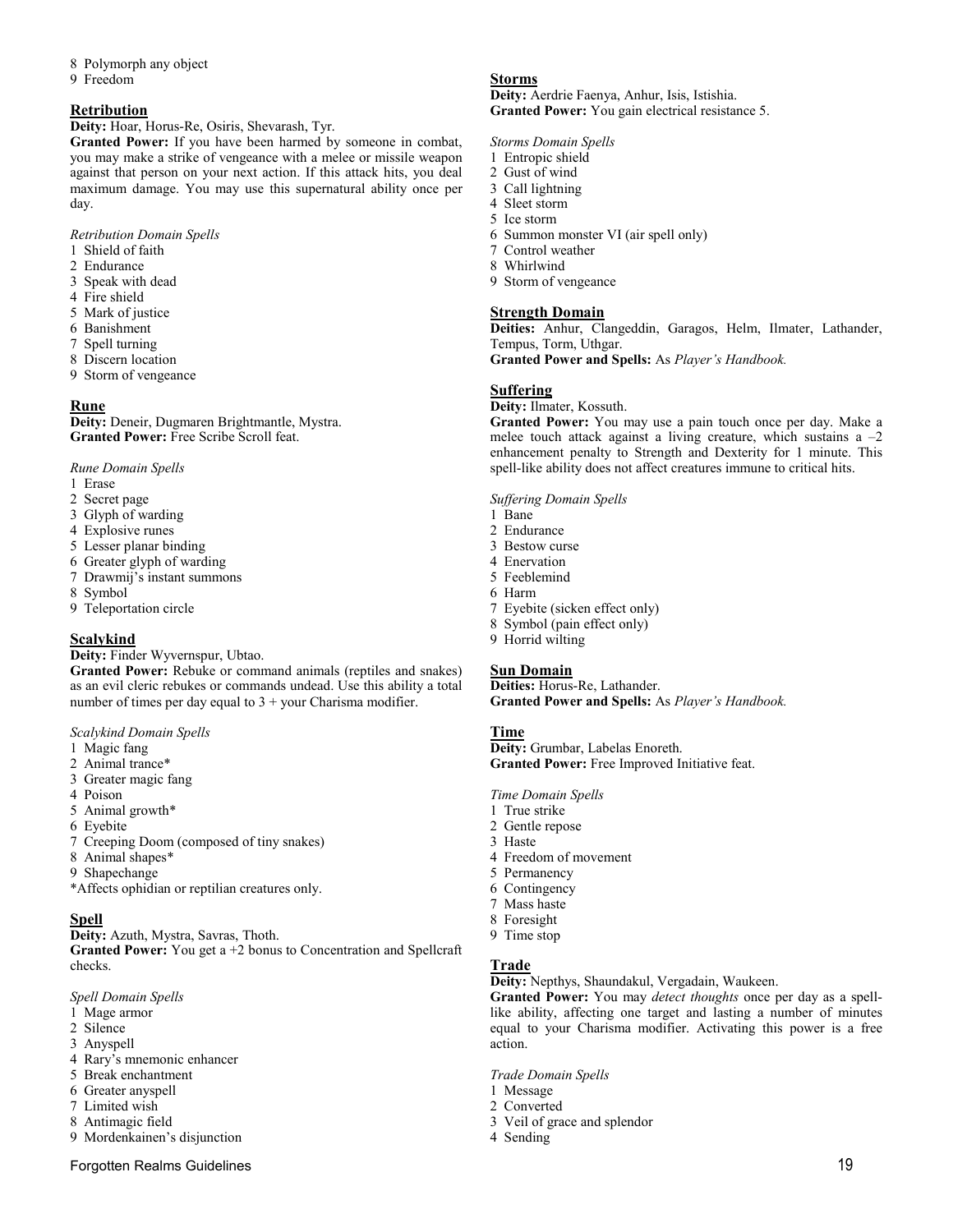8 Polymorph any object
9 Freedom

### Retribution

**Deity:** Hoar, Horus-Re, Osiris, Shevarash, Tyr.
**Granted Power:** If you have been harmed by someone in combat, you may make a strike of vengeance with a melee or missile weapon against that person on your next action. If this attack hits, you deal maximum damage. You may use this supernatural ability once per day.

*Retribution Domain Spells*
1 Shield of faith
2 Endurance
3 Speak with dead
4 Fire shield
5 Mark of justice
6 Banishment
7 Spell turning
8 Discern location
9 Storm of vengeance

### Rune

**Deity:** Deneir, Dugmaren Brightmantle, Mystra.
**Granted Power:** Free Scribe Scroll feat.

*Rune Domain Spells*
1 Erase
2 Secret page
3 Glyph of warding
4 Explosive runes
5 Lesser planar binding
6 Greater glyph of warding
7 Drawmij's instant summons
8 Symbol
9 Teleportation circle

### Scalykind

**Deity:** Finder Wyvernspur, Ubtao.
**Granted Power:** Rebuke or command animals (reptiles and snakes) as an evil cleric rebukes or commands undead. Use this ability a total number of times per day equal to 3 + your Charisma modifier.

*Scalykind Domain Spells*
1 Magic fang
2 Animal trance*
3 Greater magic fang
4 Poison
5 Animal growth*
6 Eyebite
7 Creeping Doom (composed of tiny snakes)
8 Animal shapes*
9 Shapechange
*Affects ophidian or reptilian creatures only.

### Spell

**Deity:** Azuth, Mystra, Savras, Thoth.
**Granted Power:** You get a +2 bonus to Concentration and Spellcraft checks.

*Spell Domain Spells*
1 Mage armor
2 Silence
3 Anyspell
4 Rary's mnemonic enhancer
5 Break enchantment
6 Greater anyspell
7 Limited wish
8 Antimagic field
9 Mordenkainen's disjunction

### Storms

**Deity:** Aerdrie Faenya, Anhur, Isis, Istishia.
**Granted Power:** You gain electrical resistance 5.

*Storms Domain Spells*
1 Entropic shield
2 Gust of wind
3 Call lightning
4 Sleet storm
5 Ice storm
6 Summon monster VI (air spell only)
7 Control weather
8 Whirlwind
9 Storm of vengeance

### Strength Domain

**Deities:** Anhur, Clangeddin, Garagos, Helm, Ilmater, Lathander, Tempus, Torm, Uthgar.
**Granted Power and Spells:** As *Player's Handbook.*

### Suffering

**Deity:** Ilmater, Kossuth.
**Granted Power:** You may use a pain touch once per day. Make a melee touch attack against a living creature, which sustains a –2 enhancement penalty to Strength and Dexterity for 1 minute. This spell-like ability does not affect creatures immune to critical hits.

*Suffering Domain Spells*
1 Bane
2 Endurance
3 Bestow curse
4 Enervation
5 Feeblemind
6 Harm
7 Eyebite (sicken effect only)
8 Symbol (pain effect only)
9 Horrid wilting

### Sun Domain

**Deities:** Horus-Re, Lathander.
**Granted Power and Spells:** As *Player's Handbook.*

### Time

**Deity:** Grumbar, Labelas Enoreth.
**Granted Power:** Free Improved Initiative feat.

*Time Domain Spells*
1 True strike
2 Gentle repose
3 Haste
4 Freedom of movement
5 Permanency
6 Contingency
7 Mass haste
8 Foresight
9 Time stop

### Trade

**Deity:** Nepthys, Shaundakul, Vergadain, Waukeen.
**Granted Power:** You may *detect thoughts* once per day as a spell-like ability, affecting one target and lasting a number of minutes equal to your Charisma modifier. Activating this power is a free action.

*Trade Domain Spells*
1 Message
2 Converted
3 Veil of grace and splendor
4 Sending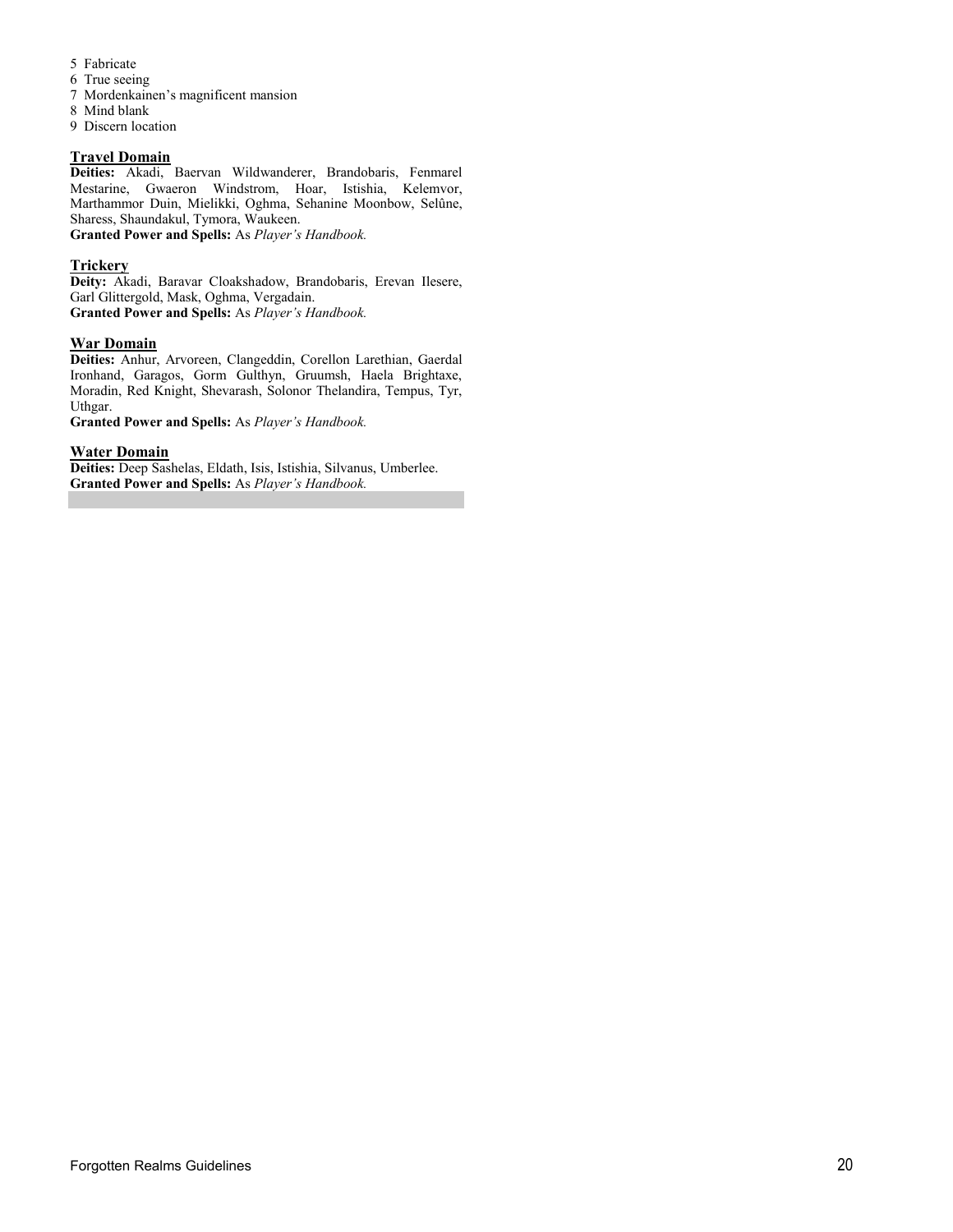5 Fabricate
6 True seeing
7 Mordenkainen's magnificent mansion
8 Mind blank
9 Discern location

### Travel Domain

**Deities:** Akadi, Baervan Wildwanderer, Brandobaris, Fenmarel Mestarine, Gwaeron Windstrom, Hoar, Istishia, Kelemvor, Marthammor Duin, Mielikki, Oghma, Sehanine Moonbow, Selûne, Sharess, Shaundakul, Tymora, Waukeen.
**Granted Power and Spells:** As *Player's Handbook.*

### Trickery

**Deity:** Akadi, Baravar Cloakshadow, Brandobaris, Erevan Ilesere, Garl Glittergold, Mask, Oghma, Vergadain.
**Granted Power and Spells:** As *Player's Handbook.*

### War Domain

**Deities:** Anhur, Arvoreen, Clangeddin, Corellon Larethian, Gaerdal Ironhand, Garagos, Gorm Gulthyn, Gruumsh, Haela Brightaxe, Moradin, Red Knight, Shevarash, Solonor Thelandira, Tempus, Tyr, Uthgar.
**Granted Power and Spells:** As *Player's Handbook.*

### Water Domain

**Deities:** Deep Sashelas, Eldath, Isis, Istishia, Silvanus, Umberlee.
**Granted Power and Spells:** As *Player's Handbook.*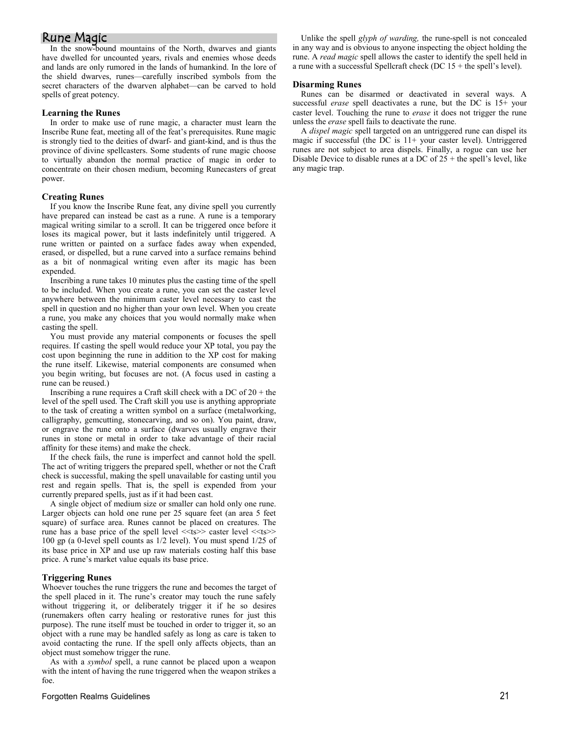## Rune Magic

In the snow-bound mountains of the North, dwarves and giants have dwelled for uncounted years, rivals and enemies whose deeds and lands are only rumored in the lands of humankind. In the lore of the shield dwarves, runes—carefully inscribed symbols from the secret characters of the dwarven alphabet—can be carved to hold spells of great potency.

### Learning the Runes

In order to make use of rune magic, a character must learn the Inscribe Rune feat, meeting all of the feat's prerequisites. Rune magic is strongly tied to the deities of dwarf- and giant-kind, and is thus the province of divine spellcasters. Some students of rune magic choose to virtually abandon the normal practice of magic in order to concentrate on their chosen medium, becoming Runecasters of great power.

### Creating Runes

If you know the Inscribe Rune feat, any divine spell you currently have prepared can instead be cast as a rune. A rune is a temporary magical writing similar to a scroll. It can be triggered once before it loses its magical power, but it lasts indefinitely until triggered. A rune written or painted on a surface fades away when expended, erased, or dispelled, but a rune carved into a surface remains behind as a bit of nonmagical writing even after its magic has been expended.

Inscribing a rune takes 10 minutes plus the casting time of the spell to be included. When you create a rune, you can set the caster level anywhere between the minimum caster level necessary to cast the spell in question and no higher than your own level. When you create a rune, you make any choices that you would normally make when casting the spell.

You must provide any material components or focuses the spell requires. If casting the spell would reduce your XP total, you pay the cost upon beginning the rune in addition to the XP cost for making the rune itself. Likewise, material components are consumed when you begin writing, but focuses are not. (A focus used in casting a rune can be reused.)

Inscribing a rune requires a Craft skill check with a DC of 20 + the level of the spell used. The Craft skill you use is anything appropriate to the task of creating a written symbol on a surface (metalworking, calligraphy, gemcutting, stonecarving, and so on). You paint, draw, or engrave the rune onto a surface (dwarves usually engrave their runes in stone or metal in order to take advantage of their racial affinity for these items) and make the check.

If the check fails, the rune is imperfect and cannot hold the spell. The act of writing triggers the prepared spell, whether or not the Craft check is successful, making the spell unavailable for casting until you rest and regain spells. That is, the spell is expended from your currently prepared spells, just as if it had been cast.

A single object of medium size or smaller can hold only one rune. Larger objects can hold one rune per 25 square feet (an area 5 feet square) of surface area. Runes cannot be placed on creatures. The rune has a base price of the spell level <<ts>> caster level <<ts>> 100 gp (a 0-level spell counts as 1/2 level). You must spend 1/25 of its base price in XP and use up raw materials costing half this base price. A rune's market value equals its base price.

### Triggering Runes

Whoever touches the rune triggers the rune and becomes the target of the spell placed in it. The rune's creator may touch the rune safely without triggering it, or deliberately trigger it if he so desires (runemakers often carry healing or restorative runes for just this purpose). The rune itself must be touched in order to trigger it, so an object with a rune may be handled safely as long as care is taken to avoid contacting the rune. If the spell only affects objects, than an object must somehow trigger the rune.

As with a *symbol* spell, a rune cannot be placed upon a weapon with the intent of having the rune triggered when the weapon strikes a foe.

Unlike the spell *glyph of warding,* the rune-spell is not concealed in any way and is obvious to anyone inspecting the object holding the rune. A *read magic* spell allows the caster to identify the spell held in a rune with a successful Spellcraft check (DC 15 + the spell's level).

### Disarming Runes

Runes can be disarmed or deactivated in several ways. A successful *erase* spell deactivates a rune, but the DC is 15+ your caster level. Touching the rune to *erase* it does not trigger the rune unless the *erase* spell fails to deactivate the rune.

A *dispel magic* spell targeted on an untriggered rune can dispel its magic if successful (the DC is 11+ your caster level). Untriggered runes are not subject to area dispels. Finally, a rogue can use her Disable Device to disable runes at a DC of 25 + the spell's level, like any magic trap.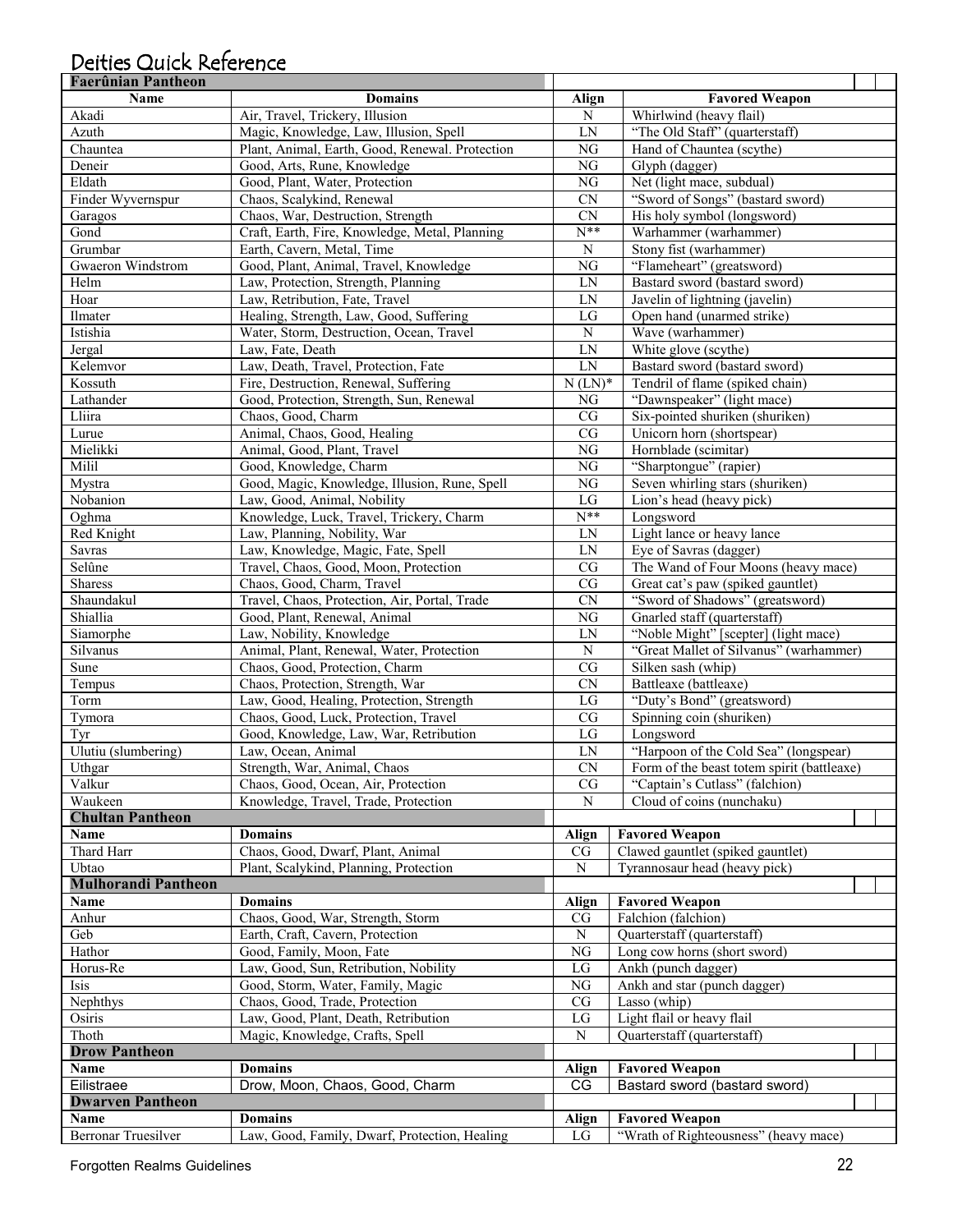# Deities Quick Reference

## Faerûnian Pantheon

| Name | Domains | Align | Favored Weapon |
|---|---|---|---|
| Akadi | Air, Travel, Trickery, Illusion | N | Whirlwind (heavy flail) |
| Azuth | Magic, Knowledge, Law, Illusion, Spell | LN | "The Old Staff" (quarterstaff) |
| Chauntea | Plant, Animal, Earth, Good, Renewal. Protection | NG | Hand of Chauntea (scythe) |
| Deneir | Good, Arts, Rune, Knowledge | NG | Glyph (dagger) |
| Eldath | Good, Plant, Water, Protection | NG | Net (light mace, subdual) |
| Finder Wyvernspur | Chaos, Scalykind, Renewal | CN | "Sword of Songs" (bastard sword) |
| Garagos | Chaos, War, Destruction, Strength | CN | His holy symbol (longsword) |
| Gond | Craft, Earth, Fire, Knowledge, Metal, Planning | N** | Warhammer (warhammer) |
| Grumbar | Earth, Cavern, Metal, Time | N | Stony fist (warhammer) |
| Gwaeron Windstrom | Good, Plant, Animal, Travel, Knowledge | NG | "Flameheart" (greatsword) |
| Helm | Law, Protection, Strength, Planning | LN | Bastard sword (bastard sword) |
| Hoar | Law, Retribution, Fate, Travel | LN | Javelin of lightning (javelin) |
| Ilmater | Healing, Strength, Law, Good, Suffering | LG | Open hand (unarmed strike) |
| Istishia | Water, Storm, Destruction, Ocean, Travel | N | Wave (warhammer) |
| Jergal | Law, Fate, Death | LN | White glove (scythe) |
| Kelemvor | Law, Death, Travel, Protection, Fate | LN | Bastard sword (bastard sword) |
| Kossuth | Fire, Destruction, Renewal, Suffering | N (LN)* | Tendril of flame (spiked chain) |
| Lathander | Good, Protection, Strength, Sun, Renewal | NG | "Dawnspeaker" (light mace) |
| Lliira | Chaos, Good, Charm | CG | Six-pointed shuriken (shuriken) |
| Lurue | Animal, Chaos, Good, Healing | CG | Unicorn horn (shortspear) |
| Mielikki | Animal, Good, Plant, Travel | NG | Hornblade (scimitar) |
| Milil | Good, Knowledge, Charm | NG | "Sharptongue" (rapier) |
| Mystra | Good, Magic, Knowledge, Illusion, Rune, Spell | NG | Seven whirling stars (shuriken) |
| Nobanion | Law, Good, Animal, Nobility | LG | Lion's head (heavy pick) |
| Oghma | Knowledge, Luck, Travel, Trickery, Charm | N** | Longsword |
| Red Knight | Law, Planning, Nobility, War | LN | Light lance or heavy lance |
| Savras | Law, Knowledge, Magic, Fate, Spell | LN | Eye of Savras (dagger) |
| Selûne | Travel, Chaos, Good, Moon, Protection | CG | The Wand of Four Moons (heavy mace) |
| Sharess | Chaos, Good, Charm, Travel | CG | Great cat's paw (spiked gauntlet) |
| Shaundakul | Travel, Chaos, Protection, Air, Portal, Trade | CN | "Sword of Shadows" (greatsword) |
| Shiallia | Good, Plant, Renewal, Animal | NG | Gnarled staff (quarterstaff) |
| Siamorphe | Law, Nobility, Knowledge | LN | "Noble Might" [scepter] (light mace) |
| Silvanus | Animal, Plant, Renewal, Water, Protection | N | "Great Mallet of Silvanus" (warhammer) |
| Sune | Chaos, Good, Protection, Charm | CG | Silken sash (whip) |
| Tempus | Chaos, Protection, Strength, War | CN | Battleaxe (battleaxe) |
| Torm | Law, Good, Healing, Protection, Strength | LG | "Duty's Bond" (greatsword) |
| Tymora | Chaos, Good, Luck, Protection, Travel | CG | Spinning coin (shuriken) |
| Tyr | Good, Knowledge, Law, War, Retribution | LG | Longsword |
| Ulutiu (slumbering) | Law, Ocean, Animal | LN | "Harpoon of the Cold Sea" (longspear) |
| Uthgar | Strength, War, Animal, Chaos | CN | Form of the beast totem spirit (battleaxe) |
| Valkur | Chaos, Good, Ocean, Air, Protection | CG | "Captain's Cutlass" (falchion) |
| Waukeen | Knowledge, Travel, Trade, Protection | N | Cloud of coins (nunchaku) |

## Chultan Pantheon

| Name | Domains | Align | Favored Weapon |
|---|---|---|---|
| Thard Harr | Chaos, Good, Dwarf, Plant, Animal | CG | Clawed gauntlet (spiked gauntlet) |
| Ubtao | Plant, Scalykind, Planning, Protection | N | Tyrannosaur head (heavy pick) |

## Mulhorandi Pantheon

| Name | Domains | Align | Favored Weapon |
|---|---|---|---|
| Anhur | Chaos, Good, War, Strength, Storm | CG | Falchion (falchion) |
| Geb | Earth, Craft, Cavern, Protection | N | Quarterstaff (quarterstaff) |
| Hathor | Good, Family, Moon, Fate | NG | Long cow horns (short sword) |
| Horus-Re | Law, Good, Sun, Retribution, Nobility | LG | Ankh (punch dagger) |
| Isis | Good, Storm, Water, Family, Magic | NG | Ankh and star (punch dagger) |
| Nephthys | Chaos, Good, Trade, Protection | CG | Lasso (whip) |
| Osiris | Law, Good, Plant, Death, Retribution | LG | Light flail or heavy flail |
| Thoth | Magic, Knowledge, Crafts, Spell | N | Quarterstaff (quarterstaff) |

## Drow Pantheon

| Name | Domains | Align | Favored Weapon |
|---|---|---|---|
| Eilistraee | Drow, Moon, Chaos, Good, Charm | CG | Bastard sword (bastard sword) |

## Dwarven Pantheon

| Name | Domains | Align | Favored Weapon |
|---|---|---|---|
| Berronar Truesilver | Law, Good, Family, Dwarf, Protection, Healing | LG | "Wrath of Righteousness" (heavy mace) |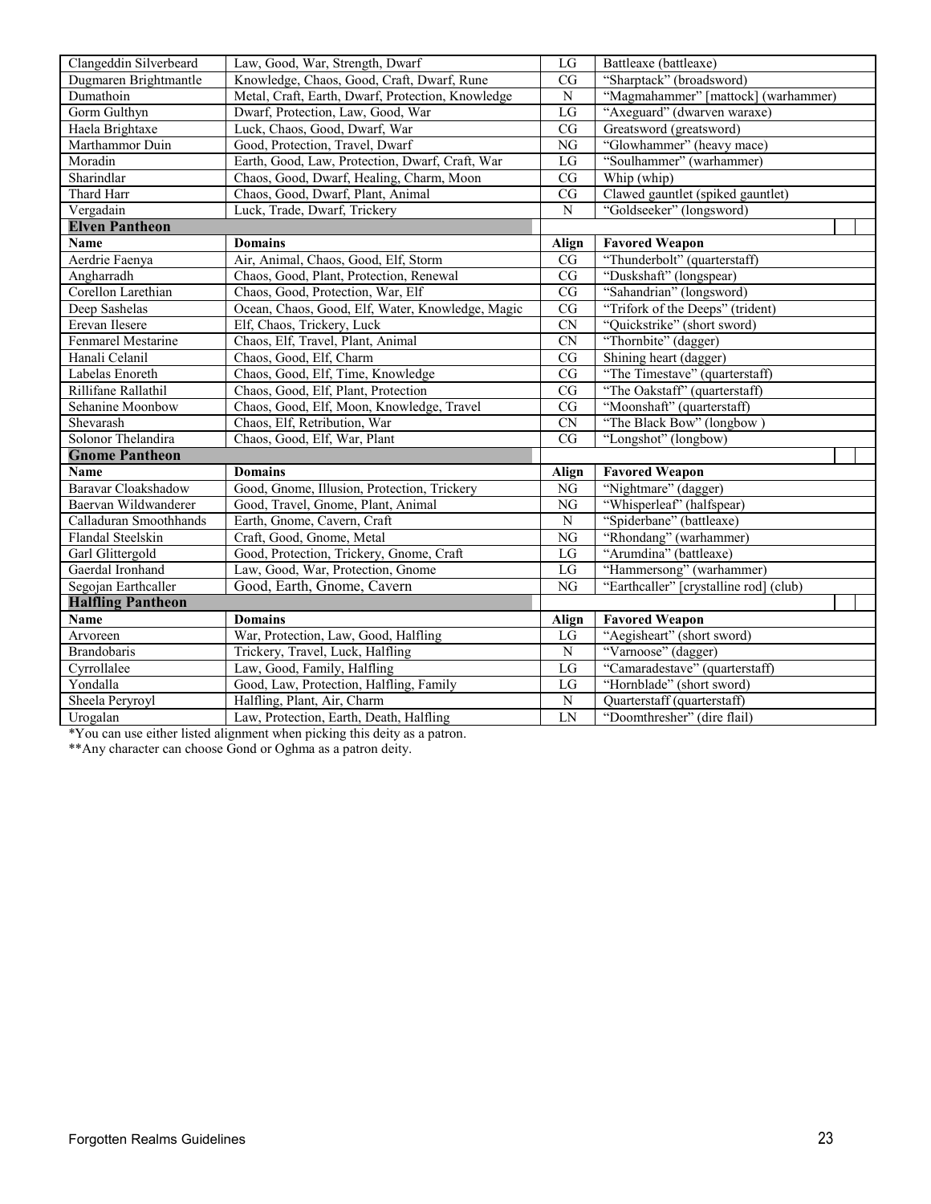| | | | |
|---|---|---|---|
| Clangeddin Silverbeard | Law, Good, War, Strength, Dwarf | LG | Battleaxe (battleaxe) |
| Dugmaren Brightmantle | Knowledge, Chaos, Good, Craft, Dwarf, Rune | CG | “Sharptack” (broadsword) |
| Dumathoin | Metal, Craft, Earth, Dwarf, Protection, Knowledge | N | “Magmahammer” [mattock] (warhammer) |
| Gorm Gulthyn | Dwarf, Protection, Law, Good, War | LG | “Axeguard” (dwarven waraxe) |
| Haela Brightaxe | Luck, Chaos, Good, Dwarf, War | CG | Greatsword (greatsword) |
| Marthammor Duin | Good, Protection, Travel, Dwarf | NG | “Glowhammer” (heavy mace) |
| Moradin | Earth, Good, Law, Protection, Dwarf, Craft, War | LG | “Soulhammer” (warhammer) |
| Sharindlar | Chaos, Good, Dwarf, Healing, Charm, Moon | CG | Whip (whip) |
| Thard Harr | Chaos, Good, Dwarf, Plant, Animal | CG | Clawed gauntlet (spiked gauntlet) |
| Vergadain | Luck, Trade, Dwarf, Trickery | N | “Goldseeker” (longsword) |
| **Elven Pantheon** | | | |
| **Name** | **Domains** | **Align** | **Favored Weapon** |
| Aerdrie Faenya | Air, Animal, Chaos, Good, Elf, Storm | CG | “Thunderbolt” (quarterstaff) |
| Angharradh | Chaos, Good, Plant, Protection, Renewal | CG | “Duskshaft” (longspear) |
| Corellon Larethian | Chaos, Good, Protection, War, Elf | CG | “Sahandrian” (longsword) |
| Deep Sashelas | Ocean, Chaos, Good, Elf, Water, Knowledge, Magic | CG | “Trifork of the Deeps” (trident) |
| Erevan Ilesere | Elf, Chaos, Trickery, Luck | CN | “Quickstrike” (short sword) |
| Fenmarel Mestarine | Chaos, Elf, Travel, Plant, Animal | CN | “Thornbite” (dagger) |
| Hanali Celanil | Chaos, Good, Elf, Charm | CG | Shining heart (dagger) |
| Labelas Enoreth | Chaos, Good, Elf, Time, Knowledge | CG | “The Timestave” (quarterstaff) |
| Rillifane Rallathil | Chaos, Good, Elf, Plant, Protection | CG | “The Oakstaff” (quarterstaff) |
| Sehanine Moonbow | Chaos, Good, Elf, Moon, Knowledge, Travel | CG | “Moonshaft” (quarterstaff) |
| Shevarash | Chaos, Elf, Retribution, War | CN | “The Black Bow” (longbow ) |
| Solonor Thelandira | Chaos, Good, Elf, War, Plant | CG | “Longshot” (longbow) |
| **Gnome Pantheon** | | | |
| **Name** | **Domains** | **Align** | **Favored Weapon** |
| Baravar Cloakshadow | Good, Gnome, Illusion, Protection, Trickery | NG | “Nightmare” (dagger) |
| Baervan Wildwanderer | Good, Travel, Gnome, Plant, Animal | NG | “Whisperleaf” (halfspear) |
| Calladuran Smoothhands | Earth, Gnome, Cavern, Craft | N | “Spiderbane” (battleaxe) |
| Flandal Steelskin | Craft, Good, Gnome, Metal | NG | “Rhondang” (warhammer) |
| Garl Glittergold | Good, Protection, Trickery, Gnome, Craft | LG | “Arumdina” (battleaxe) |
| Gaerdal Ironhand | Law, Good, War, Protection, Gnome | LG | “Hammersong” (warhammer) |
| Segojan Earthcaller | Good, Earth, Gnome, Cavern | NG | “Earthcaller” [crystalline rod] (club) |
| **Halfling Pantheon** | | | |
| **Name** | **Domains** | **Align** | **Favored Weapon** |
| Arvoreen | War, Protection, Law, Good, Halfling | LG | “Aegisheart” (short sword) |
| Brandobaris | Trickery, Travel, Luck, Halfling | N | “Varnoose” (dagger) |
| Cyrrollalee | Law, Good, Family, Halfling | LG | “Camaradestave” (quarterstaff) |
| Yondalla | Good, Law, Protection, Halfling, Family | LG | “Hornblade” (short sword) |
| Sheela Peryroyl | Halfling, Plant, Air, Charm | N | Quarterstaff (quarterstaff) |
| Urogalan | Law, Protection, Earth, Death, Halfling | LN | “Doomthresher” (dire flail) |

*You can use either listed alignment when picking this deity as a patron.

**Any character can choose Gond or Oghma as a patron deity.